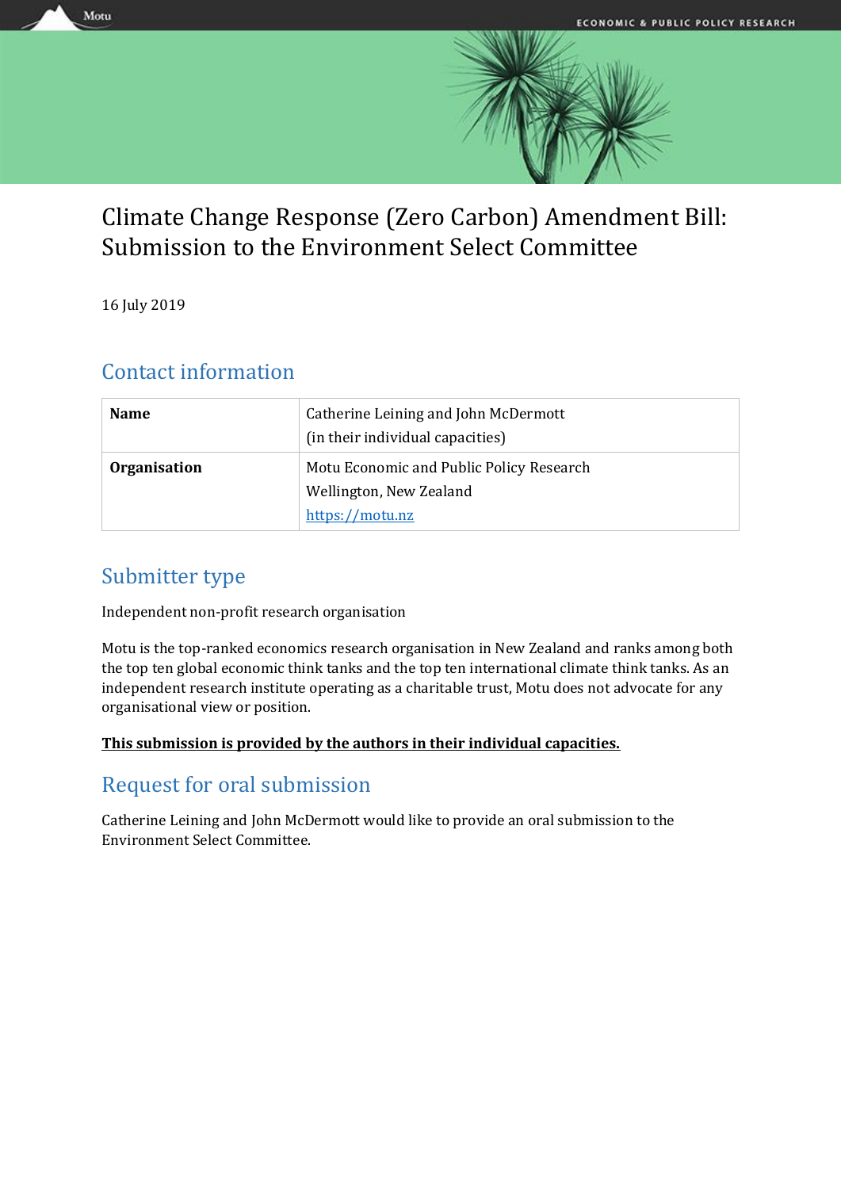# Climate Change Response (Zero Carbon) Amendment Bill: Submission to the Environment Select Committee

16 July 2019

## Contact information

| Name | Catherine Leining and John McDermott (in their individual capacities) |
|---|---|
| **Organisation** | Motu Economic and Public Policy Research Wellington, New Zealand https://motu.nz |

## Submitter type

Independent non-profit research organisation

Motu is the top-ranked economics research organisation in New Zealand and ranks among both the top ten global economic think tanks and the top ten international climate think tanks. As an independent research institute operating as a charitable trust, Motu does not advocate for any organisational view or position.

**This submission is provided by the authors in their individual capacities.**

## Request for oral submission

Catherine Leining and John McDermott would like to provide an oral submission to the Environment Select Committee.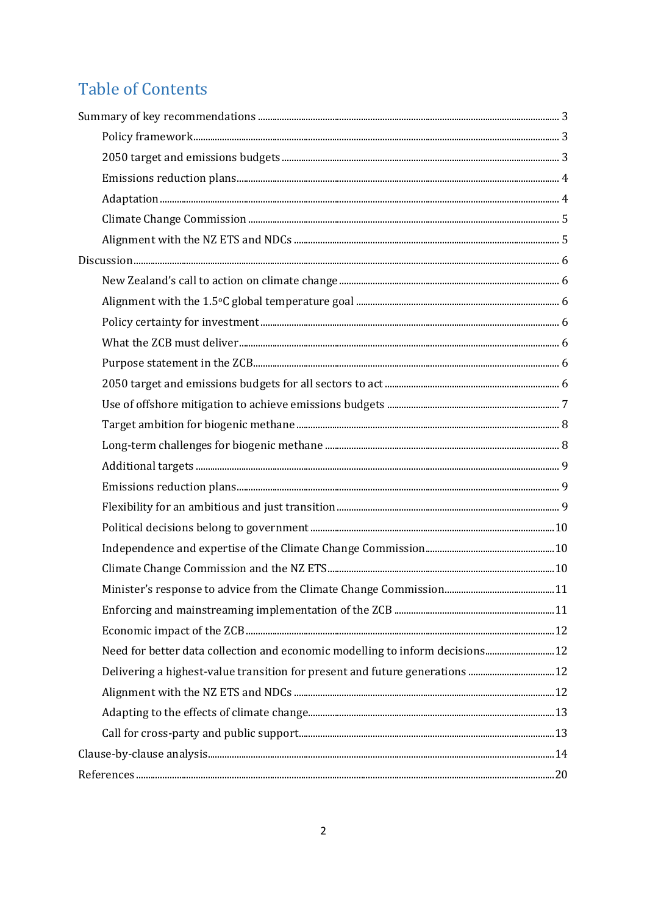# Table of Contents

Summary of key recommendations ..... 3

- Policy framework ..... 3
- 2050 target and emissions budgets ..... 3
- Emissions reduction plans ..... 4
- Adaptation ..... 4
- Climate Change Commission ..... 5
- Alignment with the NZ ETS and NDCs ..... 5

Discussion ..... 6

- New Zealand's call to action on climate change ..... 6
- Alignment with the 1.5°C global temperature goal ..... 6
- Policy certainty for investment ..... 6
- What the ZCB must deliver ..... 6
- Purpose statement in the ZCB ..... 6
- 2050 target and emissions budgets for all sectors to act ..... 6
- Use of offshore mitigation to achieve emissions budgets ..... 7
- Target ambition for biogenic methane ..... 8
- Long-term challenges for biogenic methane ..... 8
- Additional targets ..... 9
- Emissions reduction plans ..... 9
- Flexibility for an ambitious and just transition ..... 9
- Political decisions belong to government ..... 10
- Independence and expertise of the Climate Change Commission ..... 10
- Climate Change Commission and the NZ ETS ..... 10
- Minister's response to advice from the Climate Change Commission ..... 11
- Enforcing and mainstreaming implementation of the ZCB ..... 11
- Economic impact of the ZCB ..... 12
- Need for better data collection and economic modelling to inform decisions ..... 12
- Delivering a highest-value transition for present and future generations ..... 12
- Alignment with the NZ ETS and NDCs ..... 12
- Adapting to the effects of climate change ..... 13
- Call for cross-party and public support ..... 13

Clause-by-clause analysis ..... 14

References ..... 20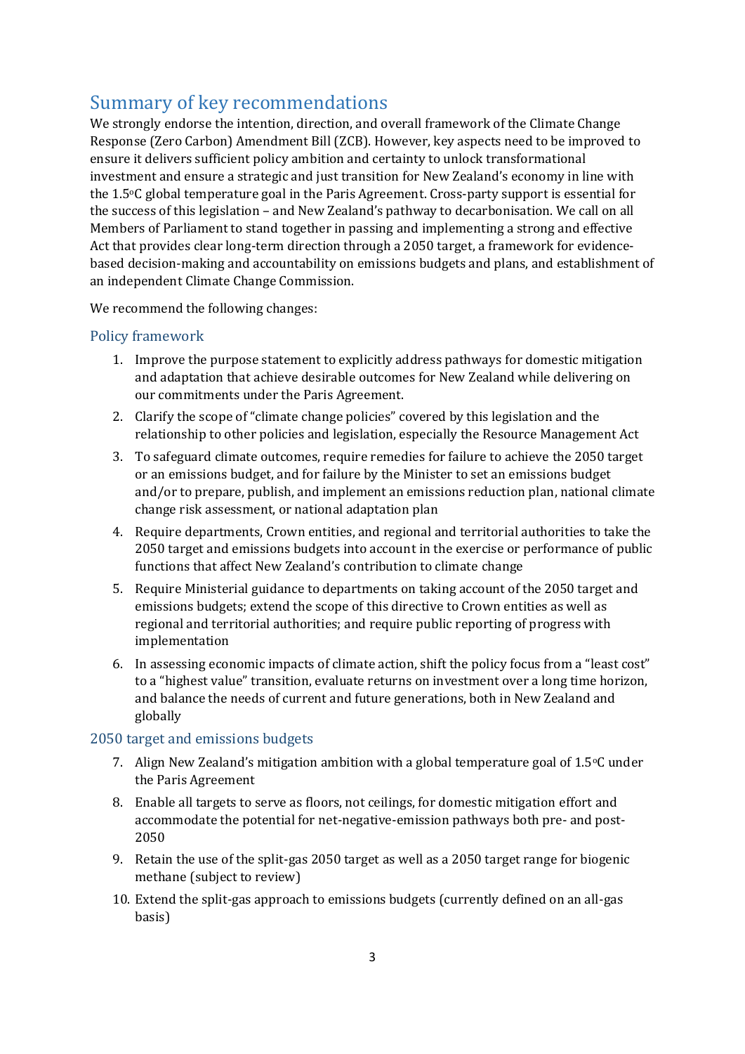## Summary of key recommendations

We strongly endorse the intention, direction, and overall framework of the Climate Change Response (Zero Carbon) Amendment Bill (ZCB). However, key aspects need to be improved to ensure it delivers sufficient policy ambition and certainty to unlock transformational investment and ensure a strategic and just transition for New Zealand's economy in line with the 1.5°C global temperature goal in the Paris Agreement. Cross-party support is essential for the success of this legislation – and New Zealand's pathway to decarbonisation. We call on all Members of Parliament to stand together in passing and implementing a strong and effective Act that provides clear long-term direction through a 2050 target, a framework for evidence-based decision-making and accountability on emissions budgets and plans, and establishment of an independent Climate Change Commission.

We recommend the following changes:

### Policy framework

1. Improve the purpose statement to explicitly address pathways for domestic mitigation and adaptation that achieve desirable outcomes for New Zealand while delivering on our commitments under the Paris Agreement.
2. Clarify the scope of "climate change policies" covered by this legislation and the relationship to other policies and legislation, especially the Resource Management Act
3. To safeguard climate outcomes, require remedies for failure to achieve the 2050 target or an emissions budget, and for failure by the Minister to set an emissions budget and/or to prepare, publish, and implement an emissions reduction plan, national climate change risk assessment, or national adaptation plan
4. Require departments, Crown entities, and regional and territorial authorities to take the 2050 target and emissions budgets into account in the exercise or performance of public functions that affect New Zealand's contribution to climate change
5. Require Ministerial guidance to departments on taking account of the 2050 target and emissions budgets; extend the scope of this directive to Crown entities as well as regional and territorial authorities; and require public reporting of progress with implementation
6. In assessing economic impacts of climate action, shift the policy focus from a "least cost" to a "highest value" transition, evaluate returns on investment over a long time horizon, and balance the needs of current and future generations, both in New Zealand and globally

### 2050 target and emissions budgets

7. Align New Zealand's mitigation ambition with a global temperature goal of 1.5°C under the Paris Agreement
8. Enable all targets to serve as floors, not ceilings, for domestic mitigation effort and accommodate the potential for net-negative-emission pathways both pre- and post-2050
9. Retain the use of the split-gas 2050 target as well as a 2050 target range for biogenic methane (subject to review)
10. Extend the split-gas approach to emissions budgets (currently defined on an all-gas basis)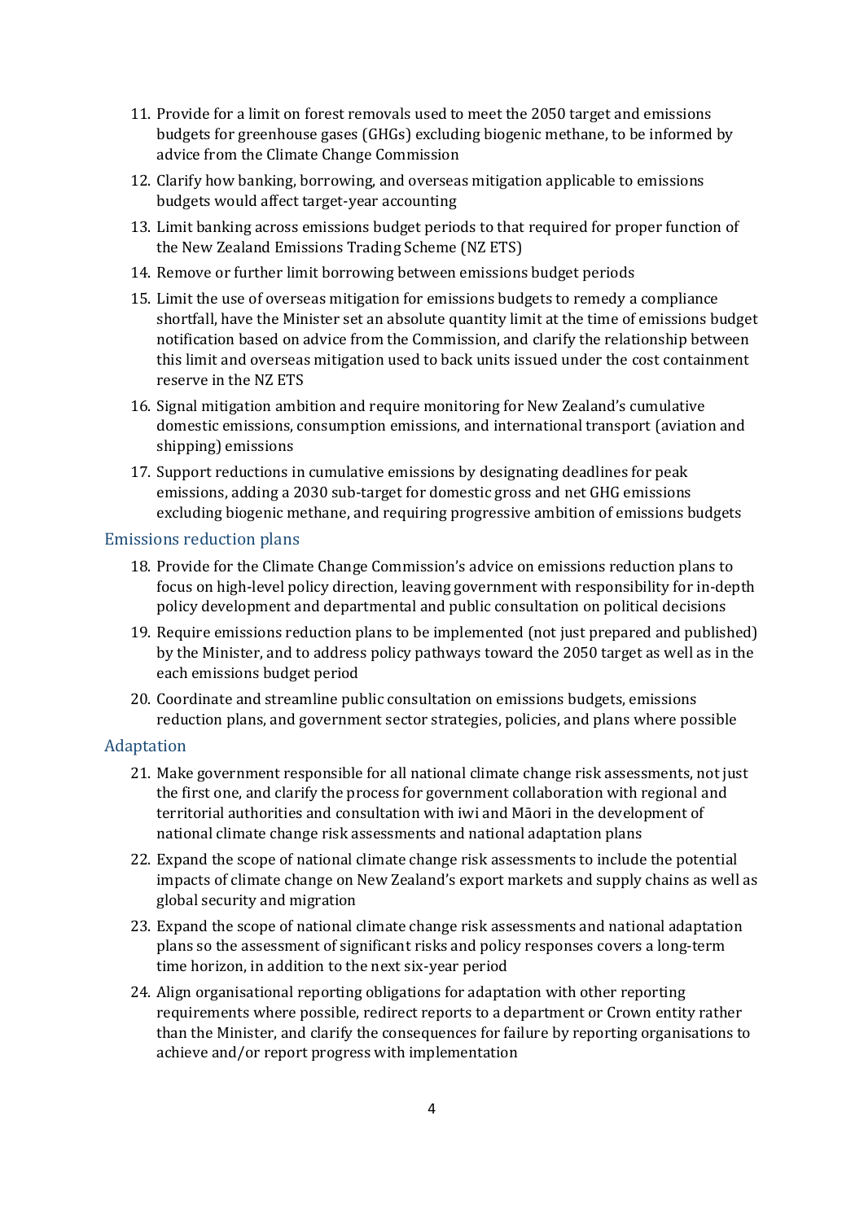11. Provide for a limit on forest removals used to meet the 2050 target and emissions budgets for greenhouse gases (GHGs) excluding biogenic methane, to be informed by advice from the Climate Change Commission
12. Clarify how banking, borrowing, and overseas mitigation applicable to emissions budgets would affect target-year accounting
13. Limit banking across emissions budget periods to that required for proper function of the New Zealand Emissions Trading Scheme (NZ ETS)
14. Remove or further limit borrowing between emissions budget periods
15. Limit the use of overseas mitigation for emissions budgets to remedy a compliance shortfall, have the Minister set an absolute quantity limit at the time of emissions budget notification based on advice from the Commission, and clarify the relationship between this limit and overseas mitigation used to back units issued under the cost containment reserve in the NZ ETS
16. Signal mitigation ambition and require monitoring for New Zealand's cumulative domestic emissions, consumption emissions, and international transport (aviation and shipping) emissions
17. Support reductions in cumulative emissions by designating deadlines for peak emissions, adding a 2030 sub-target for domestic gross and net GHG emissions excluding biogenic methane, and requiring progressive ambition of emissions budgets

### Emissions reduction plans

18. Provide for the Climate Change Commission's advice on emissions reduction plans to focus on high-level policy direction, leaving government with responsibility for in-depth policy development and departmental and public consultation on political decisions
19. Require emissions reduction plans to be implemented (not just prepared and published) by the Minister, and to address policy pathways toward the 2050 target as well as in the each emissions budget period
20. Coordinate and streamline public consultation on emissions budgets, emissions reduction plans, and government sector strategies, policies, and plans where possible

### Adaptation

21. Make government responsible for all national climate change risk assessments, not just the first one, and clarify the process for government collaboration with regional and territorial authorities and consultation with iwi and Māori in the development of national climate change risk assessments and national adaptation plans
22. Expand the scope of national climate change risk assessments to include the potential impacts of climate change on New Zealand's export markets and supply chains as well as global security and migration
23. Expand the scope of national climate change risk assessments and national adaptation plans so the assessment of significant risks and policy responses covers a long-term time horizon, in addition to the next six-year period
24. Align organisational reporting obligations for adaptation with other reporting requirements where possible, redirect reports to a department or Crown entity rather than the Minister, and clarify the consequences for failure by reporting organisations to achieve and/or report progress with implementation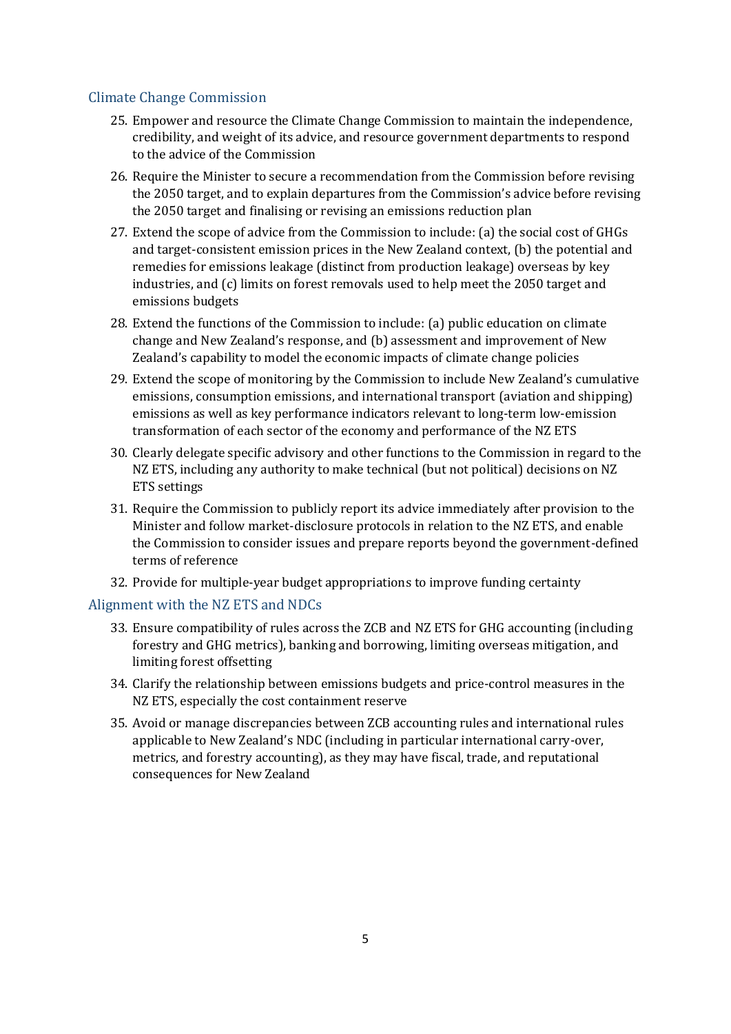### Climate Change Commission

25. Empower and resource the Climate Change Commission to maintain the independence, credibility, and weight of its advice, and resource government departments to respond to the advice of the Commission
26. Require the Minister to secure a recommendation from the Commission before revising the 2050 target, and to explain departures from the Commission's advice before revising the 2050 target and finalising or revising an emissions reduction plan
27. Extend the scope of advice from the Commission to include: (a) the social cost of GHGs and target-consistent emission prices in the New Zealand context, (b) the potential and remedies for emissions leakage (distinct from production leakage) overseas by key industries, and (c) limits on forest removals used to help meet the 2050 target and emissions budgets
28. Extend the functions of the Commission to include: (a) public education on climate change and New Zealand's response, and (b) assessment and improvement of New Zealand's capability to model the economic impacts of climate change policies
29. Extend the scope of monitoring by the Commission to include New Zealand's cumulative emissions, consumption emissions, and international transport (aviation and shipping) emissions as well as key performance indicators relevant to long-term low-emission transformation of each sector of the economy and performance of the NZ ETS
30. Clearly delegate specific advisory and other functions to the Commission in regard to the NZ ETS, including any authority to make technical (but not political) decisions on NZ ETS settings
31. Require the Commission to publicly report its advice immediately after provision to the Minister and follow market-disclosure protocols in relation to the NZ ETS, and enable the Commission to consider issues and prepare reports beyond the government-defined terms of reference
32. Provide for multiple-year budget appropriations to improve funding certainty

### Alignment with the NZ ETS and NDCs

33. Ensure compatibility of rules across the ZCB and NZ ETS for GHG accounting (including forestry and GHG metrics), banking and borrowing, limiting overseas mitigation, and limiting forest offsetting
34. Clarify the relationship between emissions budgets and price-control measures in the NZ ETS, especially the cost containment reserve
35. Avoid or manage discrepancies between ZCB accounting rules and international rules applicable to New Zealand's NDC (including in particular international carry-over, metrics, and forestry accounting), as they may have fiscal, trade, and reputational consequences for New Zealand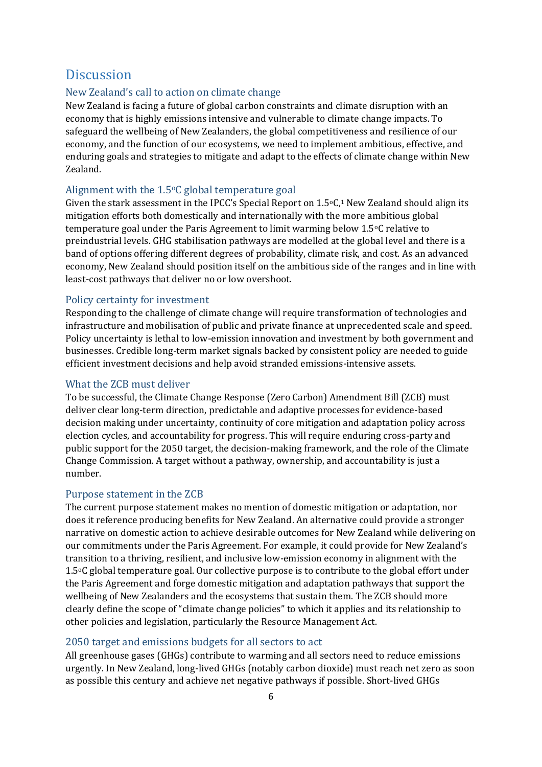# Discussion

## New Zealand's call to action on climate change

New Zealand is facing a future of global carbon constraints and climate disruption with an economy that is highly emissions intensive and vulnerable to climate change impacts. To safeguard the wellbeing of New Zealanders, the global competitiveness and resilience of our economy, and the function of our ecosystems, we need to implement ambitious, effective, and enduring goals and strategies to mitigate and adapt to the effects of climate change within New Zealand.

## Alignment with the 1.5°C global temperature goal

Given the stark assessment in the IPCC's Special Report on 1.5°C,[1] New Zealand should align its mitigation efforts both domestically and internationally with the more ambitious global temperature goal under the Paris Agreement to limit warming below 1.5°C relative to preindustrial levels. GHG stabilisation pathways are modelled at the global level and there is a band of options offering different degrees of probability, climate risk, and cost. As an advanced economy, New Zealand should position itself on the ambitious side of the ranges and in line with least-cost pathways that deliver no or low overshoot.

## Policy certainty for investment

Responding to the challenge of climate change will require transformation of technologies and infrastructure and mobilisation of public and private finance at unprecedented scale and speed. Policy uncertainty is lethal to low-emission innovation and investment by both government and businesses. Credible long-term market signals backed by consistent policy are needed to guide efficient investment decisions and help avoid stranded emissions-intensive assets.

## What the ZCB must deliver

To be successful, the Climate Change Response (Zero Carbon) Amendment Bill (ZCB) must deliver clear long-term direction, predictable and adaptive processes for evidence-based decision making under uncertainty, continuity of core mitigation and adaptation policy across election cycles, and accountability for progress. This will require enduring cross-party and public support for the 2050 target, the decision-making framework, and the role of the Climate Change Commission. A target without a pathway, ownership, and accountability is just a number.

## Purpose statement in the ZCB

The current purpose statement makes no mention of domestic mitigation or adaptation, nor does it reference producing benefits for New Zealand. An alternative could provide a stronger narrative on domestic action to achieve desirable outcomes for New Zealand while delivering on our commitments under the Paris Agreement. For example, it could provide for New Zealand's transition to a thriving, resilient, and inclusive low-emission economy in alignment with the 1.5°C global temperature goal. Our collective purpose is to contribute to the global effort under the Paris Agreement and forge domestic mitigation and adaptation pathways that support the wellbeing of New Zealanders and the ecosystems that sustain them. The ZCB should more clearly define the scope of "climate change policies" to which it applies and its relationship to other policies and legislation, particularly the Resource Management Act.

## 2050 target and emissions budgets for all sectors to act

All greenhouse gases (GHGs) contribute to warming and all sectors need to reduce emissions urgently. In New Zealand, long-lived GHGs (notably carbon dioxide) must reach net zero as soon as possible this century and achieve net negative pathways if possible. Short-lived GHGs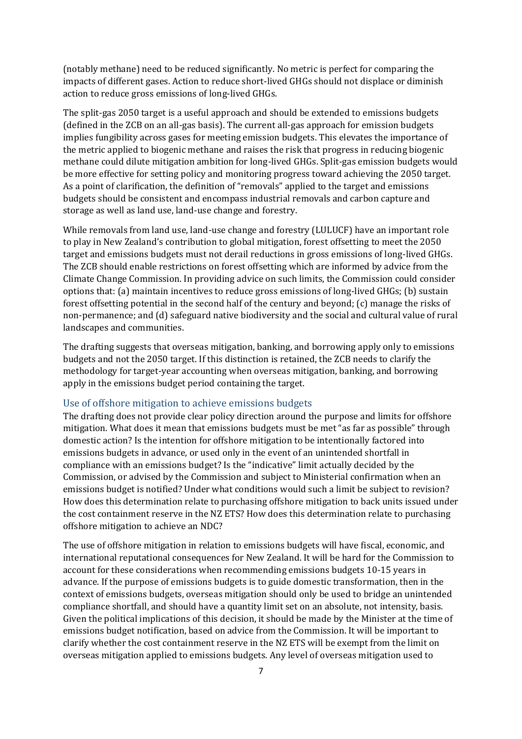(notably methane) need to be reduced significantly. No metric is perfect for comparing the impacts of different gases. Action to reduce short-lived GHGs should not displace or diminish action to reduce gross emissions of long-lived GHGs.

The split-gas 2050 target is a useful approach and should be extended to emissions budgets (defined in the ZCB on an all-gas basis). The current all-gas approach for emission budgets implies fungibility across gases for meeting emission budgets. This elevates the importance of the metric applied to biogenic methane and raises the risk that progress in reducing biogenic methane could dilute mitigation ambition for long-lived GHGs. Split-gas emission budgets would be more effective for setting policy and monitoring progress toward achieving the 2050 target. As a point of clarification, the definition of "removals" applied to the target and emissions budgets should be consistent and encompass industrial removals and carbon capture and storage as well as land use, land-use change and forestry.

While removals from land use, land-use change and forestry (LULUCF) have an important role to play in New Zealand's contribution to global mitigation, forest offsetting to meet the 2050 target and emissions budgets must not derail reductions in gross emissions of long-lived GHGs. The ZCB should enable restrictions on forest offsetting which are informed by advice from the Climate Change Commission. In providing advice on such limits, the Commission could consider options that: (a) maintain incentives to reduce gross emissions of long-lived GHGs; (b) sustain forest offsetting potential in the second half of the century and beyond; (c) manage the risks of non-permanence; and (d) safeguard native biodiversity and the social and cultural value of rural landscapes and communities.

The drafting suggests that overseas mitigation, banking, and borrowing apply only to emissions budgets and not the 2050 target. If this distinction is retained, the ZCB needs to clarify the methodology for target-year accounting when overseas mitigation, banking, and borrowing apply in the emissions budget period containing the target.

### Use of offshore mitigation to achieve emissions budgets

The drafting does not provide clear policy direction around the purpose and limits for offshore mitigation. What does it mean that emissions budgets must be met "as far as possible" through domestic action? Is the intention for offshore mitigation to be intentionally factored into emissions budgets in advance, or used only in the event of an unintended shortfall in compliance with an emissions budget? Is the "indicative" limit actually decided by the Commission, or advised by the Commission and subject to Ministerial confirmation when an emissions budget is notified? Under what conditions would such a limit be subject to revision? How does this determination relate to purchasing offshore mitigation to back units issued under the cost containment reserve in the NZ ETS? How does this determination relate to purchasing offshore mitigation to achieve an NDC?

The use of offshore mitigation in relation to emissions budgets will have fiscal, economic, and international reputational consequences for New Zealand. It will be hard for the Commission to account for these considerations when recommending emissions budgets 10-15 years in advance. If the purpose of emissions budgets is to guide domestic transformation, then in the context of emissions budgets, overseas mitigation should only be used to bridge an unintended compliance shortfall, and should have a quantity limit set on an absolute, not intensity, basis. Given the political implications of this decision, it should be made by the Minister at the time of emissions budget notification, based on advice from the Commission. It will be important to clarify whether the cost containment reserve in the NZ ETS will be exempt from the limit on overseas mitigation applied to emissions budgets. Any level of overseas mitigation used to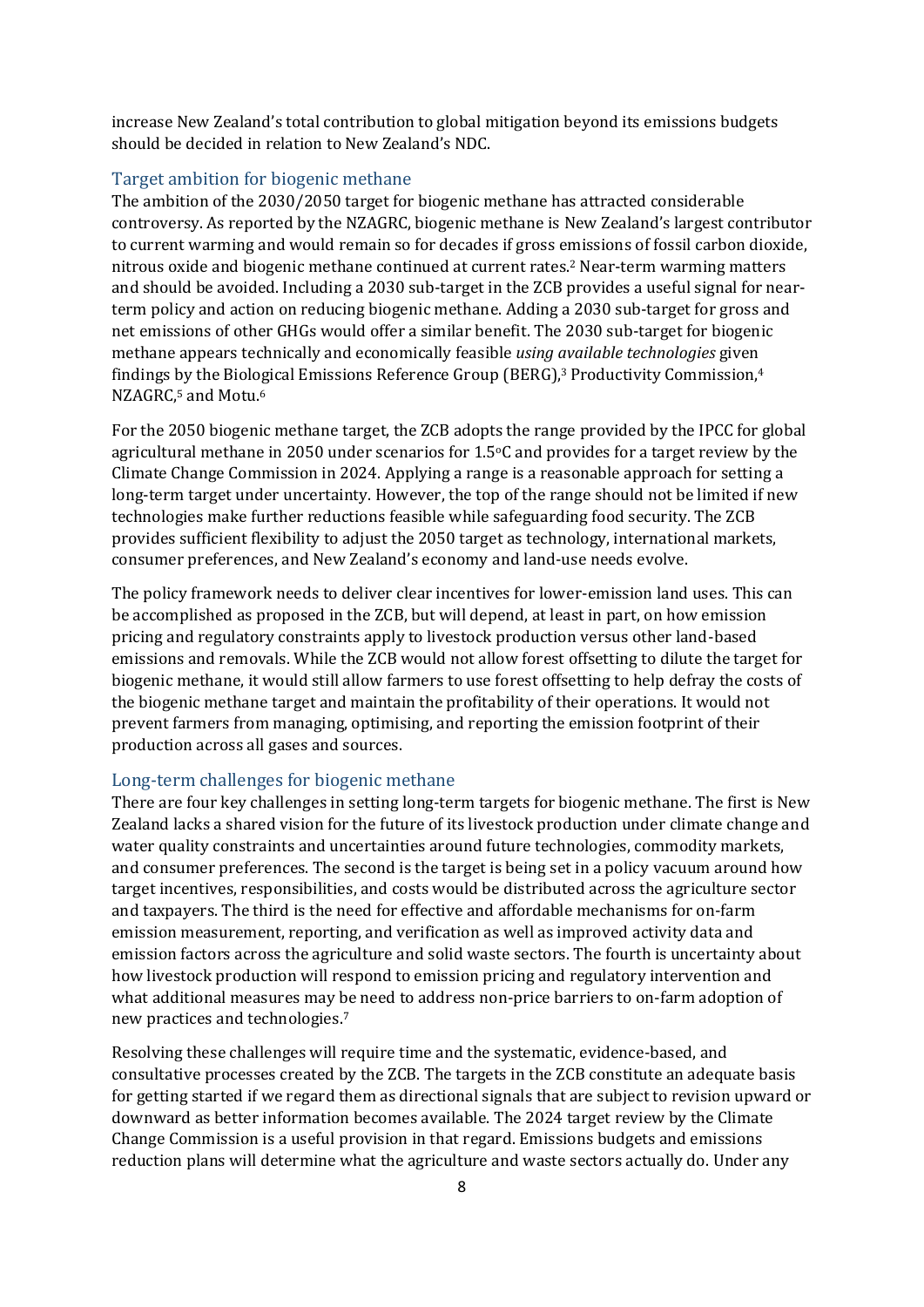increase New Zealand's total contribution to global mitigation beyond its emissions budgets should be decided in relation to New Zealand's NDC.

### Target ambition for biogenic methane

The ambition of the 2030/2050 target for biogenic methane has attracted considerable controversy. As reported by the NZAGRC, biogenic methane is New Zealand's largest contributor to current warming and would remain so for decades if gross emissions of fossil carbon dioxide, nitrous oxide and biogenic methane continued at current rates.[2] Near-term warming matters and should be avoided. Including a 2030 sub-target in the ZCB provides a useful signal for near-term policy and action on reducing biogenic methane. Adding a 2030 sub-target for gross and net emissions of other GHGs would offer a similar benefit. The 2030 sub-target for biogenic methane appears technically and economically feasible *using available technologies* given findings by the Biological Emissions Reference Group (BERG),[3] Productivity Commission,[4] NZAGRC,[5] and Motu.[6]

For the 2050 biogenic methane target, the ZCB adopts the range provided by the IPCC for global agricultural methane in 2050 under scenarios for 1.5°C and provides for a target review by the Climate Change Commission in 2024. Applying a range is a reasonable approach for setting a long-term target under uncertainty. However, the top of the range should not be limited if new technologies make further reductions feasible while safeguarding food security. The ZCB provides sufficient flexibility to adjust the 2050 target as technology, international markets, consumer preferences, and New Zealand's economy and land-use needs evolve.

The policy framework needs to deliver clear incentives for lower-emission land uses. This can be accomplished as proposed in the ZCB, but will depend, at least in part, on how emission pricing and regulatory constraints apply to livestock production versus other land-based emissions and removals. While the ZCB would not allow forest offsetting to dilute the target for biogenic methane, it would still allow farmers to use forest offsetting to help defray the costs of the biogenic methane target and maintain the profitability of their operations. It would not prevent farmers from managing, optimising, and reporting the emission footprint of their production across all gases and sources.

### Long-term challenges for biogenic methane

There are four key challenges in setting long-term targets for biogenic methane. The first is New Zealand lacks a shared vision for the future of its livestock production under climate change and water quality constraints and uncertainties around future technologies, commodity markets, and consumer preferences. The second is the target is being set in a policy vacuum around how target incentives, responsibilities, and costs would be distributed across the agriculture sector and taxpayers. The third is the need for effective and affordable mechanisms for on-farm emission measurement, reporting, and verification as well as improved activity data and emission factors across the agriculture and solid waste sectors. The fourth is uncertainty about how livestock production will respond to emission pricing and regulatory intervention and what additional measures may be need to address non-price barriers to on-farm adoption of new practices and technologies.[7]

Resolving these challenges will require time and the systematic, evidence-based, and consultative processes created by the ZCB. The targets in the ZCB constitute an adequate basis for getting started if we regard them as directional signals that are subject to revision upward or downward as better information becomes available. The 2024 target review by the Climate Change Commission is a useful provision in that regard. Emissions budgets and emissions reduction plans will determine what the agriculture and waste sectors actually do. Under any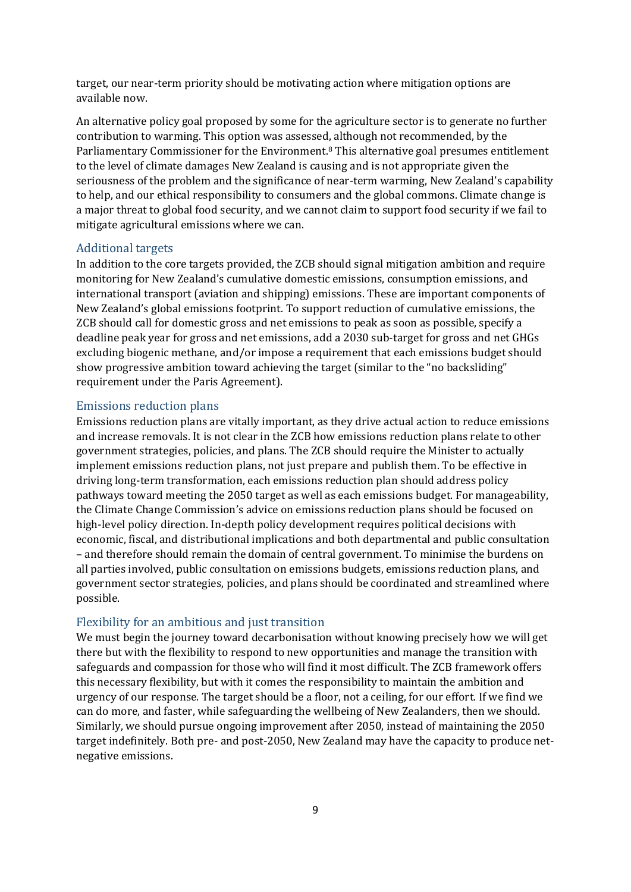target, our near-term priority should be motivating action where mitigation options are available now.

An alternative policy goal proposed by some for the agriculture sector is to generate no further contribution to warming. This option was assessed, although not recommended, by the Parliamentary Commissioner for the Environment.[8] This alternative goal presumes entitlement to the level of climate damages New Zealand is causing and is not appropriate given the seriousness of the problem and the significance of near-term warming, New Zealand's capability to help, and our ethical responsibility to consumers and the global commons. Climate change is a major threat to global food security, and we cannot claim to support food security if we fail to mitigate agricultural emissions where we can.

### Additional targets

In addition to the core targets provided, the ZCB should signal mitigation ambition and require monitoring for New Zealand's cumulative domestic emissions, consumption emissions, and international transport (aviation and shipping) emissions. These are important components of New Zealand's global emissions footprint. To support reduction of cumulative emissions, the ZCB should call for domestic gross and net emissions to peak as soon as possible, specify a deadline peak year for gross and net emissions, add a 2030 sub-target for gross and net GHGs excluding biogenic methane, and/or impose a requirement that each emissions budget should show progressive ambition toward achieving the target (similar to the "no backsliding" requirement under the Paris Agreement).

### Emissions reduction plans

Emissions reduction plans are vitally important, as they drive actual action to reduce emissions and increase removals. It is not clear in the ZCB how emissions reduction plans relate to other government strategies, policies, and plans. The ZCB should require the Minister to actually implement emissions reduction plans, not just prepare and publish them. To be effective in driving long-term transformation, each emissions reduction plan should address policy pathways toward meeting the 2050 target as well as each emissions budget. For manageability, the Climate Change Commission's advice on emissions reduction plans should be focused on high-level policy direction. In-depth policy development requires political decisions with economic, fiscal, and distributional implications and both departmental and public consultation – and therefore should remain the domain of central government. To minimise the burdens on all parties involved, public consultation on emissions budgets, emissions reduction plans, and government sector strategies, policies, and plans should be coordinated and streamlined where possible.

### Flexibility for an ambitious and just transition

We must begin the journey toward decarbonisation without knowing precisely how we will get there but with the flexibility to respond to new opportunities and manage the transition with safeguards and compassion for those who will find it most difficult. The ZCB framework offers this necessary flexibility, but with it comes the responsibility to maintain the ambition and urgency of our response. The target should be a floor, not a ceiling, for our effort. If we find we can do more, and faster, while safeguarding the wellbeing of New Zealanders, then we should. Similarly, we should pursue ongoing improvement after 2050, instead of maintaining the 2050 target indefinitely. Both pre- and post-2050, New Zealand may have the capacity to produce net-negative emissions.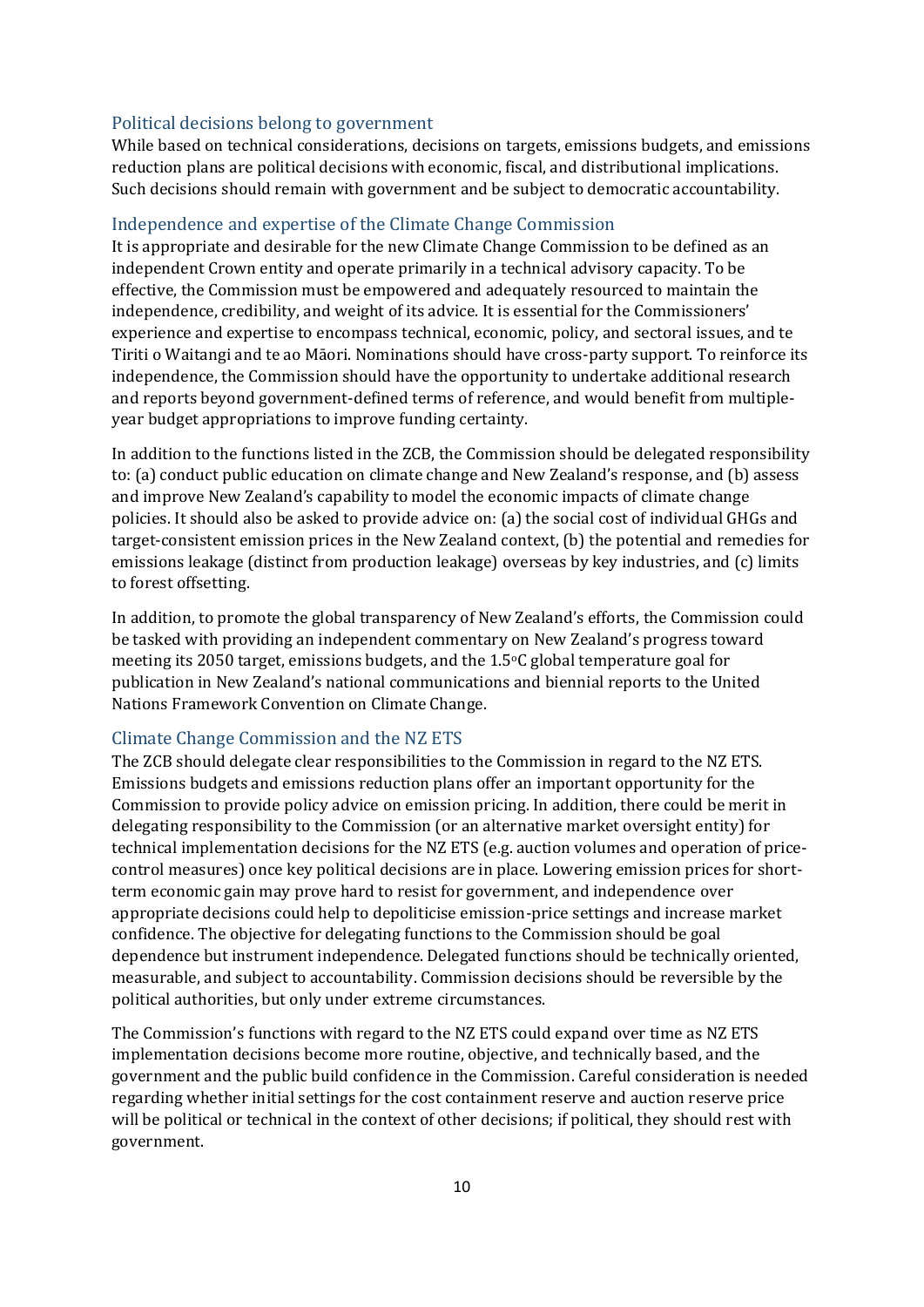### Political decisions belong to government

While based on technical considerations, decisions on targets, emissions budgets, and emissions reduction plans are political decisions with economic, fiscal, and distributional implications. Such decisions should remain with government and be subject to democratic accountability.

### Independence and expertise of the Climate Change Commission

It is appropriate and desirable for the new Climate Change Commission to be defined as an independent Crown entity and operate primarily in a technical advisory capacity. To be effective, the Commission must be empowered and adequately resourced to maintain the independence, credibility, and weight of its advice. It is essential for the Commissioners' experience and expertise to encompass technical, economic, policy, and sectoral issues, and te Tiriti o Waitangi and te ao Māori. Nominations should have cross-party support. To reinforce its independence, the Commission should have the opportunity to undertake additional research and reports beyond government-defined terms of reference, and would benefit from multiple-year budget appropriations to improve funding certainty.

In addition to the functions listed in the ZCB, the Commission should be delegated responsibility to: (a) conduct public education on climate change and New Zealand's response, and (b) assess and improve New Zealand's capability to model the economic impacts of climate change policies. It should also be asked to provide advice on: (a) the social cost of individual GHGs and target-consistent emission prices in the New Zealand context, (b) the potential and remedies for emissions leakage (distinct from production leakage) overseas by key industries, and (c) limits to forest offsetting.

In addition, to promote the global transparency of New Zealand's efforts, the Commission could be tasked with providing an independent commentary on New Zealand's progress toward meeting its 2050 target, emissions budgets, and the 1.5°C global temperature goal for publication in New Zealand's national communications and biennial reports to the United Nations Framework Convention on Climate Change.

### Climate Change Commission and the NZ ETS

The ZCB should delegate clear responsibilities to the Commission in regard to the NZ ETS. Emissions budgets and emissions reduction plans offer an important opportunity for the Commission to provide policy advice on emission pricing. In addition, there could be merit in delegating responsibility to the Commission (or an alternative market oversight entity) for technical implementation decisions for the NZ ETS (e.g. auction volumes and operation of price-control measures) once key political decisions are in place. Lowering emission prices for short-term economic gain may prove hard to resist for government, and independence over appropriate decisions could help to depoliticise emission-price settings and increase market confidence. The objective for delegating functions to the Commission should be goal dependence but instrument independence. Delegated functions should be technically oriented, measurable, and subject to accountability. Commission decisions should be reversible by the political authorities, but only under extreme circumstances.

The Commission's functions with regard to the NZ ETS could expand over time as NZ ETS implementation decisions become more routine, objective, and technically based, and the government and the public build confidence in the Commission. Careful consideration is needed regarding whether initial settings for the cost containment reserve and auction reserve price will be political or technical in the context of other decisions; if political, they should rest with government.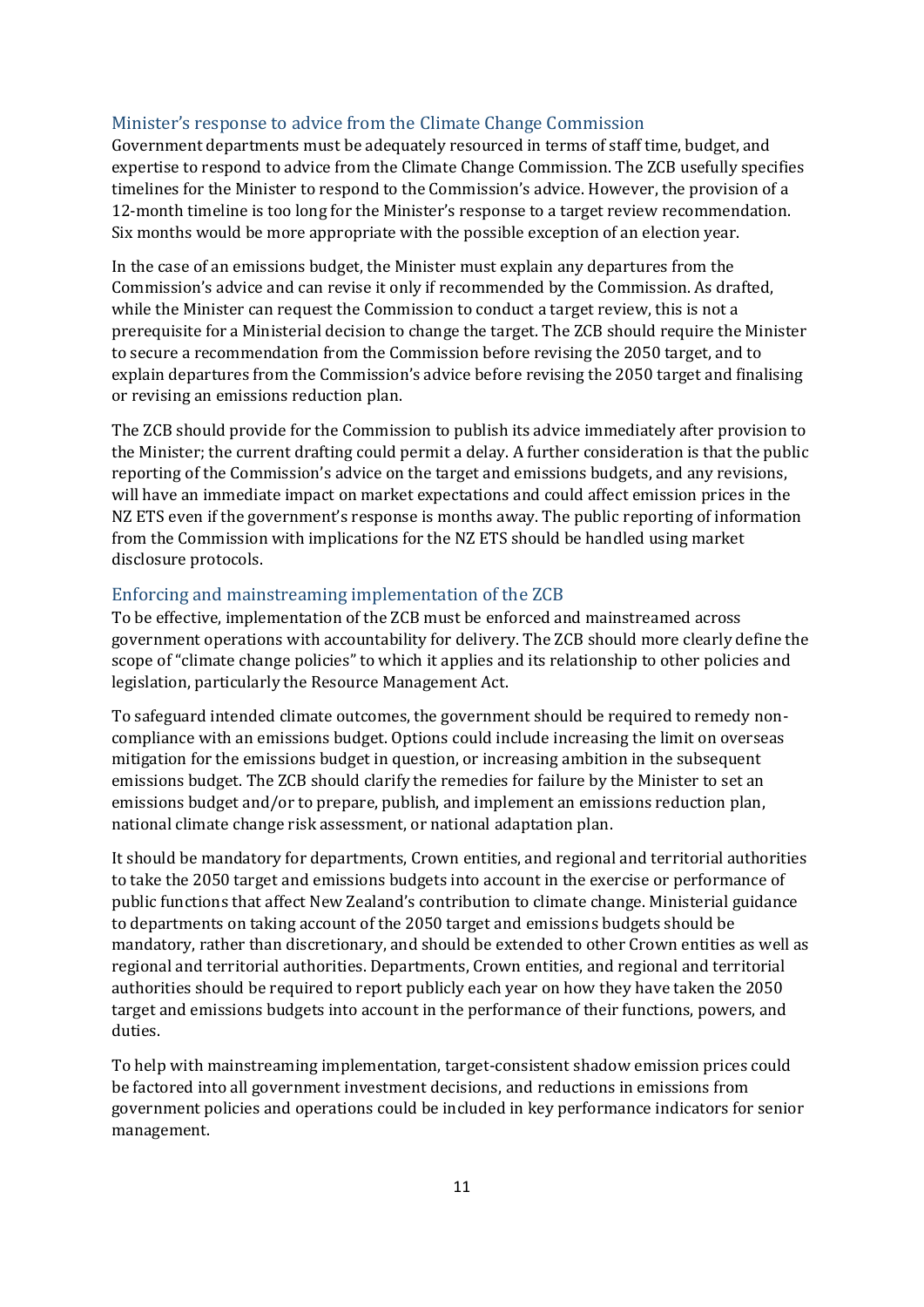## Minister's response to advice from the Climate Change Commission

Government departments must be adequately resourced in terms of staff time, budget, and expertise to respond to advice from the Climate Change Commission. The ZCB usefully specifies timelines for the Minister to respond to the Commission's advice. However, the provision of a 12-month timeline is too long for the Minister's response to a target review recommendation. Six months would be more appropriate with the possible exception of an election year.

In the case of an emissions budget, the Minister must explain any departures from the Commission's advice and can revise it only if recommended by the Commission. As drafted, while the Minister can request the Commission to conduct a target review, this is not a prerequisite for a Ministerial decision to change the target. The ZCB should require the Minister to secure a recommendation from the Commission before revising the 2050 target, and to explain departures from the Commission's advice before revising the 2050 target and finalising or revising an emissions reduction plan.

The ZCB should provide for the Commission to publish its advice immediately after provision to the Minister; the current drafting could permit a delay. A further consideration is that the public reporting of the Commission's advice on the target and emissions budgets, and any revisions, will have an immediate impact on market expectations and could affect emission prices in the NZ ETS even if the government's response is months away. The public reporting of information from the Commission with implications for the NZ ETS should be handled using market disclosure protocols.

## Enforcing and mainstreaming implementation of the ZCB

To be effective, implementation of the ZCB must be enforced and mainstreamed across government operations with accountability for delivery. The ZCB should more clearly define the scope of "climate change policies" to which it applies and its relationship to other policies and legislation, particularly the Resource Management Act.

To safeguard intended climate outcomes, the government should be required to remedy non-compliance with an emissions budget. Options could include increasing the limit on overseas mitigation for the emissions budget in question, or increasing ambition in the subsequent emissions budget. The ZCB should clarify the remedies for failure by the Minister to set an emissions budget and/or to prepare, publish, and implement an emissions reduction plan, national climate change risk assessment, or national adaptation plan.

It should be mandatory for departments, Crown entities, and regional and territorial authorities to take the 2050 target and emissions budgets into account in the exercise or performance of public functions that affect New Zealand's contribution to climate change. Ministerial guidance to departments on taking account of the 2050 target and emissions budgets should be mandatory, rather than discretionary, and should be extended to other Crown entities as well as regional and territorial authorities. Departments, Crown entities, and regional and territorial authorities should be required to report publicly each year on how they have taken the 2050 target and emissions budgets into account in the performance of their functions, powers, and duties.

To help with mainstreaming implementation, target-consistent shadow emission prices could be factored into all government investment decisions, and reductions in emissions from government policies and operations could be included in key performance indicators for senior management.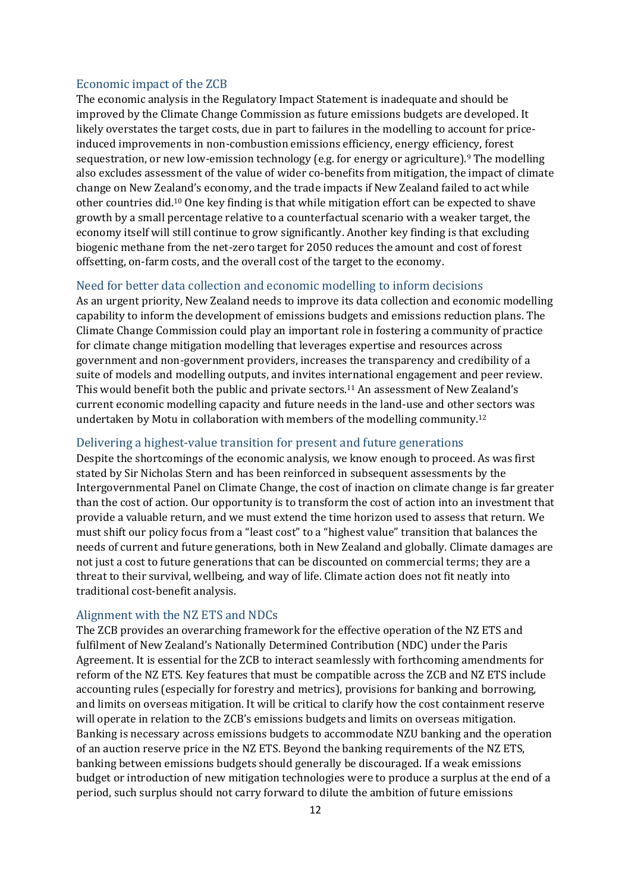### Economic impact of the ZCB

The economic analysis in the Regulatory Impact Statement is inadequate and should be improved by the Climate Change Commission as future emissions budgets are developed. It likely overstates the target costs, due in part to failures in the modelling to account for price-induced improvements in non-combustion emissions efficiency, energy efficiency, forest sequestration, or new low-emission technology (e.g. for energy or agriculture).[9] The modelling also excludes assessment of the value of wider co-benefits from mitigation, the impact of climate change on New Zealand's economy, and the trade impacts if New Zealand failed to act while other countries did.[10] One key finding is that while mitigation effort can be expected to shave growth by a small percentage relative to a counterfactual scenario with a weaker target, the economy itself will still continue to grow significantly. Another key finding is that excluding biogenic methane from the net-zero target for 2050 reduces the amount and cost of forest offsetting, on-farm costs, and the overall cost of the target to the economy.

### Need for better data collection and economic modelling to inform decisions

As an urgent priority, New Zealand needs to improve its data collection and economic modelling capability to inform the development of emissions budgets and emissions reduction plans. The Climate Change Commission could play an important role in fostering a community of practice for climate change mitigation modelling that leverages expertise and resources across government and non-government providers, increases the transparency and credibility of a suite of models and modelling outputs, and invites international engagement and peer review. This would benefit both the public and private sectors.[11] An assessment of New Zealand's current economic modelling capacity and future needs in the land-use and other sectors was undertaken by Motu in collaboration with members of the modelling community.[12]

### Delivering a highest-value transition for present and future generations

Despite the shortcomings of the economic analysis, we know enough to proceed. As was first stated by Sir Nicholas Stern and has been reinforced in subsequent assessments by the Intergovernmental Panel on Climate Change, the cost of inaction on climate change is far greater than the cost of action. Our opportunity is to transform the cost of action into an investment that provide a valuable return, and we must extend the time horizon used to assess that return. We must shift our policy focus from a "least cost" to a "highest value" transition that balances the needs of current and future generations, both in New Zealand and globally. Climate damages are not just a cost to future generations that can be discounted on commercial terms; they are a threat to their survival, wellbeing, and way of life. Climate action does not fit neatly into traditional cost-benefit analysis.

### Alignment with the NZ ETS and NDCs

The ZCB provides an overarching framework for the effective operation of the NZ ETS and fulfilment of New Zealand's Nationally Determined Contribution (NDC) under the Paris Agreement. It is essential for the ZCB to interact seamlessly with forthcoming amendments for reform of the NZ ETS. Key features that must be compatible across the ZCB and NZ ETS include accounting rules (especially for forestry and metrics), provisions for banking and borrowing, and limits on overseas mitigation. It will be critical to clarify how the cost containment reserve will operate in relation to the ZCB's emissions budgets and limits on overseas mitigation. Banking is necessary across emissions budgets to accommodate NZU banking and the operation of an auction reserve price in the NZ ETS. Beyond the banking requirements of the NZ ETS, banking between emissions budgets should generally be discouraged. If a weak emissions budget or introduction of new mitigation technologies were to produce a surplus at the end of a period, such surplus should not carry forward to dilute the ambition of future emissions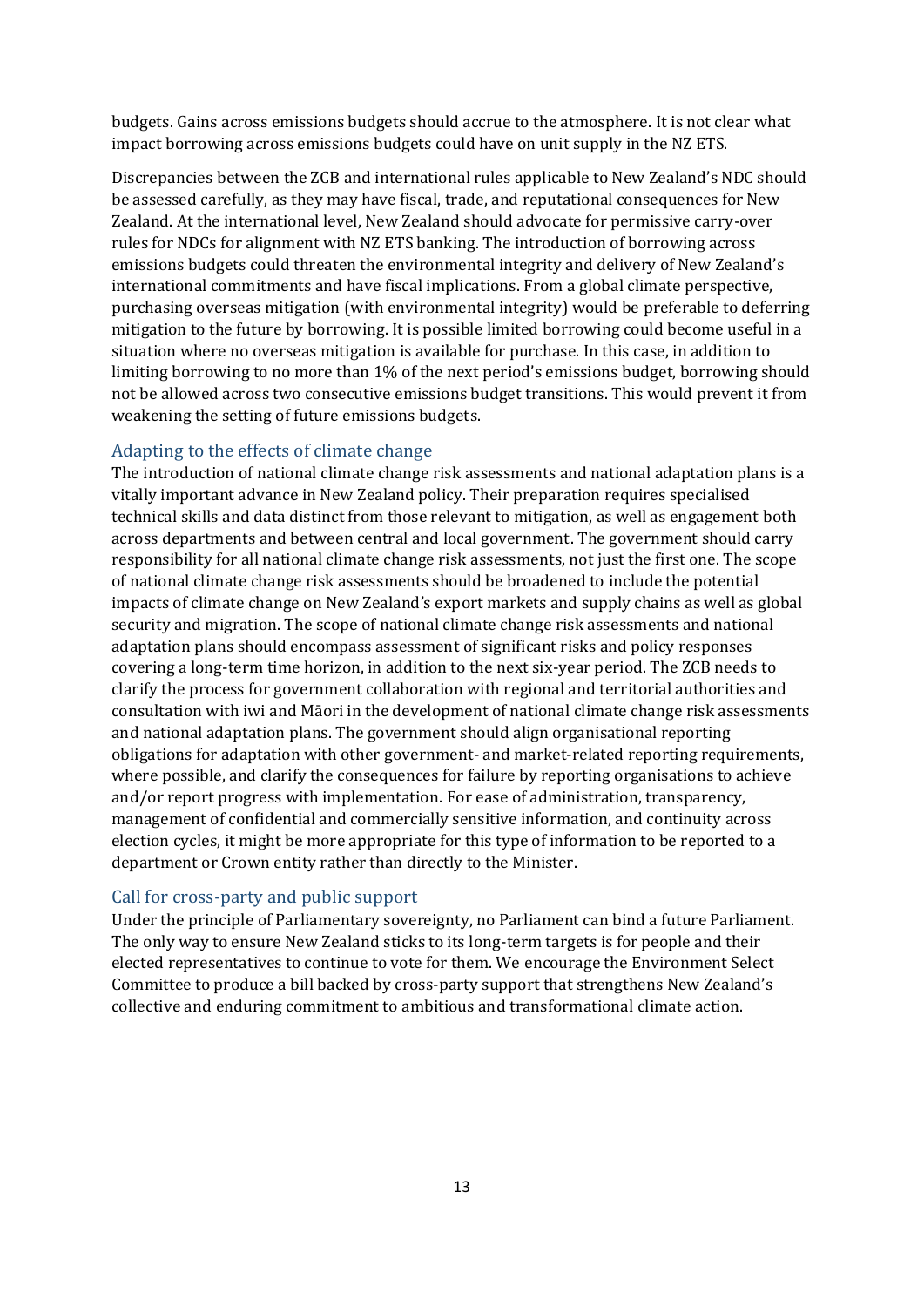budgets. Gains across emissions budgets should accrue to the atmosphere. It is not clear what impact borrowing across emissions budgets could have on unit supply in the NZ ETS.

Discrepancies between the ZCB and international rules applicable to New Zealand's NDC should be assessed carefully, as they may have fiscal, trade, and reputational consequences for New Zealand. At the international level, New Zealand should advocate for permissive carry-over rules for NDCs for alignment with NZ ETS banking. The introduction of borrowing across emissions budgets could threaten the environmental integrity and delivery of New Zealand's international commitments and have fiscal implications. From a global climate perspective, purchasing overseas mitigation (with environmental integrity) would be preferable to deferring mitigation to the future by borrowing. It is possible limited borrowing could become useful in a situation where no overseas mitigation is available for purchase. In this case, in addition to limiting borrowing to no more than 1% of the next period's emissions budget, borrowing should not be allowed across two consecutive emissions budget transitions. This would prevent it from weakening the setting of future emissions budgets.

## Adapting to the effects of climate change

The introduction of national climate change risk assessments and national adaptation plans is a vitally important advance in New Zealand policy. Their preparation requires specialised technical skills and data distinct from those relevant to mitigation, as well as engagement both across departments and between central and local government. The government should carry responsibility for all national climate change risk assessments, not just the first one. The scope of national climate change risk assessments should be broadened to include the potential impacts of climate change on New Zealand's export markets and supply chains as well as global security and migration. The scope of national climate change risk assessments and national adaptation plans should encompass assessment of significant risks and policy responses covering a long-term time horizon, in addition to the next six-year period. The ZCB needs to clarify the process for government collaboration with regional and territorial authorities and consultation with iwi and Māori in the development of national climate change risk assessments and national adaptation plans. The government should align organisational reporting obligations for adaptation with other government- and market-related reporting requirements, where possible, and clarify the consequences for failure by reporting organisations to achieve and/or report progress with implementation. For ease of administration, transparency, management of confidential and commercially sensitive information, and continuity across election cycles, it might be more appropriate for this type of information to be reported to a department or Crown entity rather than directly to the Minister.

## Call for cross-party and public support

Under the principle of Parliamentary sovereignty, no Parliament can bind a future Parliament. The only way to ensure New Zealand sticks to its long-term targets is for people and their elected representatives to continue to vote for them. We encourage the Environment Select Committee to produce a bill backed by cross-party support that strengthens New Zealand's collective and enduring commitment to ambitious and transformational climate action.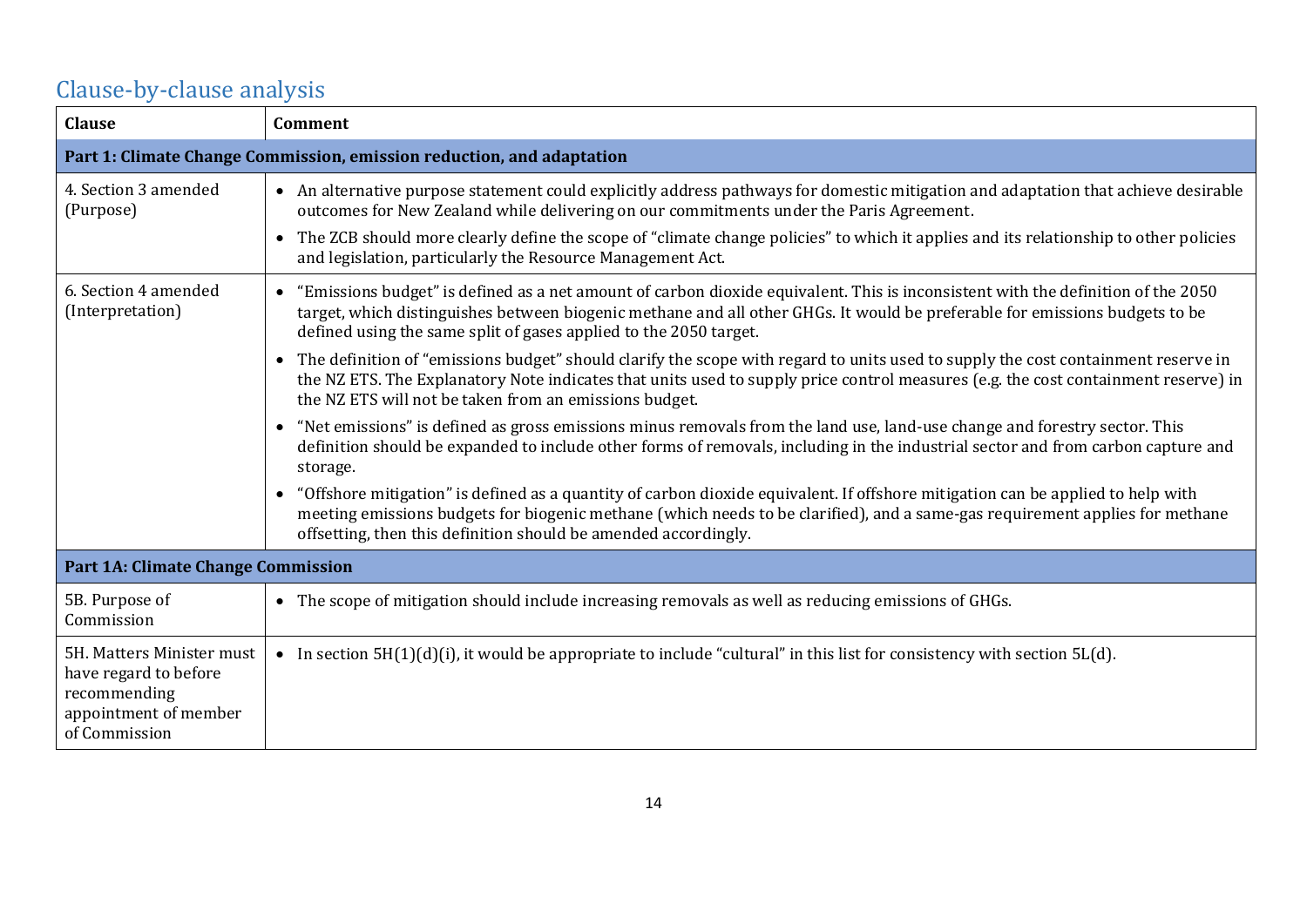## Clause-by-clause analysis

| Clause | Comment |
|---|---|
| **Part 1: Climate Change Commission, emission reduction, and adaptation** | |
| 4. Section 3 amended (Purpose) | • An alternative purpose statement could explicitly address pathways for domestic mitigation and adaptation that achieve desirable outcomes for New Zealand while delivering on our commitments under the Paris Agreement.<br>• The ZCB should more clearly define the scope of "climate change policies" to which it applies and its relationship to other policies and legislation, particularly the Resource Management Act. |
| 6. Section 4 amended (Interpretation) | • "Emissions budget" is defined as a net amount of carbon dioxide equivalent. This is inconsistent with the definition of the 2050 target, which distinguishes between biogenic methane and all other GHGs. It would be preferable for emissions budgets to be defined using the same split of gases applied to the 2050 target.<br>• The definition of "emissions budget" should clarify the scope with regard to units used to supply the cost containment reserve in the NZ ETS. The Explanatory Note indicates that units used to supply price control measures (e.g. the cost containment reserve) in the NZ ETS will not be taken from an emissions budget.<br>• "Net emissions" is defined as gross emissions minus removals from the land use, land-use change and forestry sector. This definition should be expanded to include other forms of removals, including in the industrial sector and from carbon capture and storage.<br>• "Offshore mitigation" is defined as a quantity of carbon dioxide equivalent. If offshore mitigation can be applied to help with meeting emissions budgets for biogenic methane (which needs to be clarified), and a same-gas requirement applies for methane offsetting, then this definition should be amended accordingly. |
| **Part 1A: Climate Change Commission** | |
| 5B. Purpose of Commission | • The scope of mitigation should include increasing removals as well as reducing emissions of GHGs. |
| 5H. Matters Minister must have regard to before recommending appointment of member of Commission | • In section 5H(1)(d)(i), it would be appropriate to include "cultural" in this list for consistency with section 5L(d). |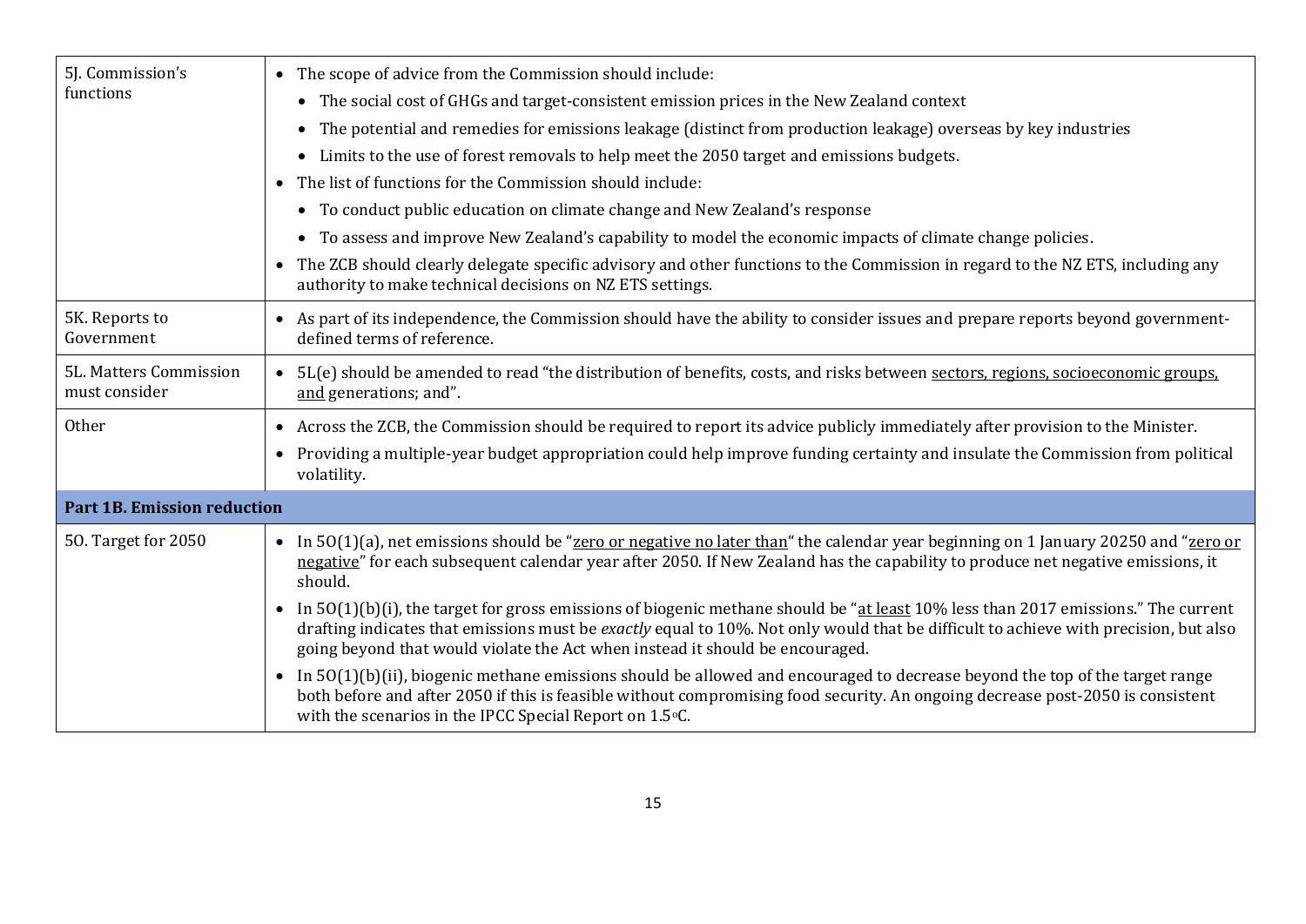| | |
|---|---|
| 5J. Commission's functions | • The scope of advice from the Commission should include:<br>  • The social cost of GHGs and target-consistent emission prices in the New Zealand context<br>  • The potential and remedies for emissions leakage (distinct from production leakage) overseas by key industries<br>  • Limits to the use of forest removals to help meet the 2050 target and emissions budgets.<br>• The list of functions for the Commission should include:<br>  • To conduct public education on climate change and New Zealand's response<br>  • To assess and improve New Zealand's capability to model the economic impacts of climate change policies.<br>• The ZCB should clearly delegate specific advisory and other functions to the Commission in regard to the NZ ETS, including any authority to make technical decisions on NZ ETS settings. |
| 5K. Reports to Government | • As part of its independence, the Commission should have the ability to consider issues and prepare reports beyond government-defined terms of reference. |
| 5L. Matters Commission must consider | • 5L(e) should be amended to read "the distribution of benefits, costs, and risks between <u>sectors, regions, socioeconomic groups, and</u> generations; and". |
| Other | • Across the ZCB, the Commission should be required to report its advice publicly immediately after provision to the Minister.<br>• Providing a multiple-year budget appropriation could help improve funding certainty and insulate the Commission from political volatility. |
| **Part 1B. Emission reduction** | |
| 5O. Target for 2050 | • In 5O(1)(a), net emissions should be "<u>zero or negative no later than</u>" the calendar year beginning on 1 January 20250 and "<u>zero or negative</u>" for each subsequent calendar year after 2050. If New Zealand has the capability to produce net negative emissions, it should.<br>• In 5O(1)(b)(i), the target for gross emissions of biogenic methane should be "<u>at least</u> 10% less than 2017 emissions." The current drafting indicates that emissions must be *exactly* equal to 10%. Not only would that be difficult to achieve with precision, but also going beyond that would violate the Act when instead it should be encouraged.<br>• In 5O(1)(b)(ii), biogenic methane emissions should be allowed and encouraged to decrease beyond the top of the target range both before and after 2050 if this is feasible without compromising food security. An ongoing decrease post-2050 is consistent with the scenarios in the IPCC Special Report on 1.5°C. |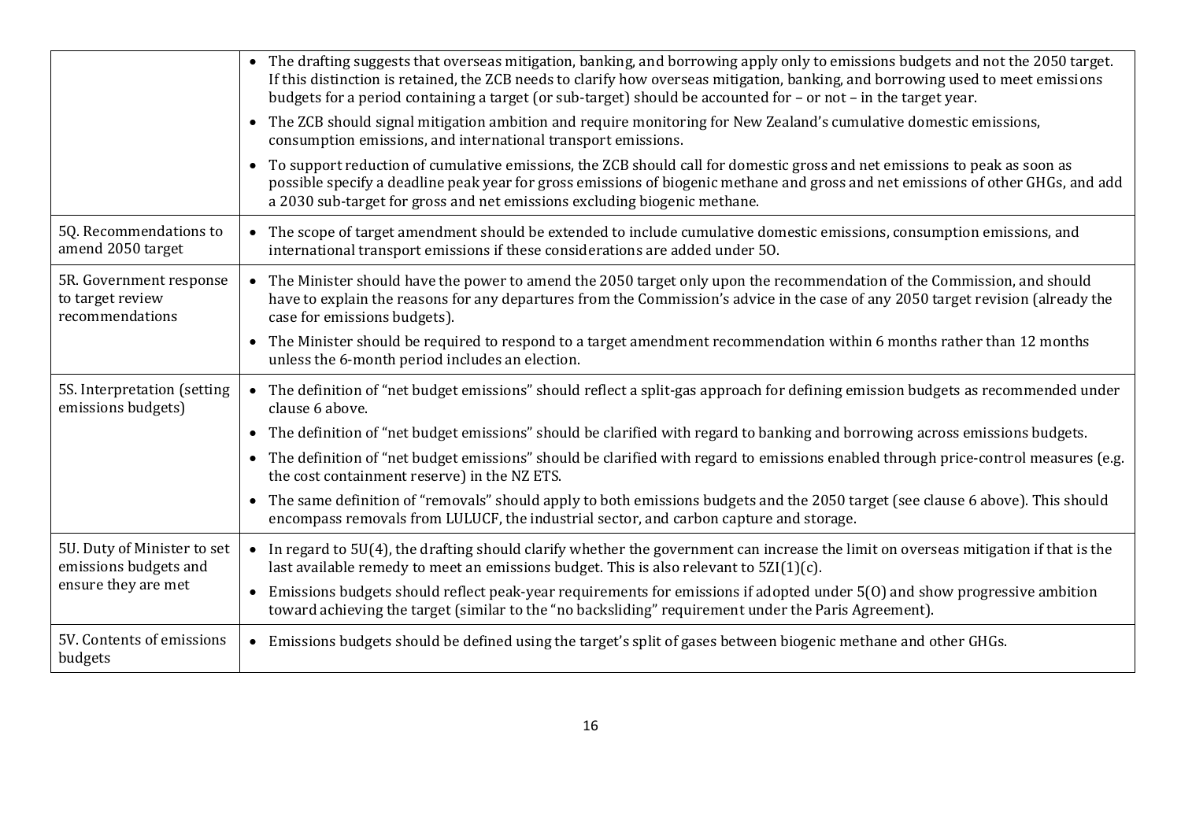| | |
|---|---|
| | • The drafting suggests that overseas mitigation, banking, and borrowing apply only to emissions budgets and not the 2050 target. If this distinction is retained, the ZCB needs to clarify how overseas mitigation, banking, and borrowing used to meet emissions budgets for a period containing a target (or sub-target) should be accounted for – or not – in the target year.<br>• The ZCB should signal mitigation ambition and require monitoring for New Zealand's cumulative domestic emissions, consumption emissions, and international transport emissions.<br>• To support reduction of cumulative emissions, the ZCB should call for domestic gross and net emissions to peak as soon as possible specify a deadline peak year for gross emissions of biogenic methane and gross and net emissions of other GHGs, and add a 2030 sub-target for gross and net emissions excluding biogenic methane. |
| 5Q. Recommendations to amend 2050 target | • The scope of target amendment should be extended to include cumulative domestic emissions, consumption emissions, and international transport emissions if these considerations are added under 5O. |
| 5R. Government response to target review recommendations | • The Minister should have the power to amend the 2050 target only upon the recommendation of the Commission, and should have to explain the reasons for any departures from the Commission's advice in the case of any 2050 target revision (already the case for emissions budgets).<br>• The Minister should be required to respond to a target amendment recommendation within 6 months rather than 12 months unless the 6-month period includes an election. |
| 5S. Interpretation (setting emissions budgets) | • The definition of "net budget emissions" should reflect a split-gas approach for defining emission budgets as recommended under clause 6 above.<br>• The definition of "net budget emissions" should be clarified with regard to banking and borrowing across emissions budgets.<br>• The definition of "net budget emissions" should be clarified with regard to emissions enabled through price-control measures (e.g. the cost containment reserve) in the NZ ETS.<br>• The same definition of "removals" should apply to both emissions budgets and the 2050 target (see clause 6 above). This should encompass removals from LULUCF, the industrial sector, and carbon capture and storage. |
| 5U. Duty of Minister to set emissions budgets and ensure they are met | • In regard to 5U(4), the drafting should clarify whether the government can increase the limit on overseas mitigation if that is the last available remedy to meet an emissions budget. This is also relevant to 5ZI(1)(c).<br>• Emissions budgets should reflect peak-year requirements for emissions if adopted under 5(O) and show progressive ambition toward achieving the target (similar to the "no backsliding" requirement under the Paris Agreement). |
| 5V. Contents of emissions budgets | • Emissions budgets should be defined using the target's split of gases between biogenic methane and other GHGs. |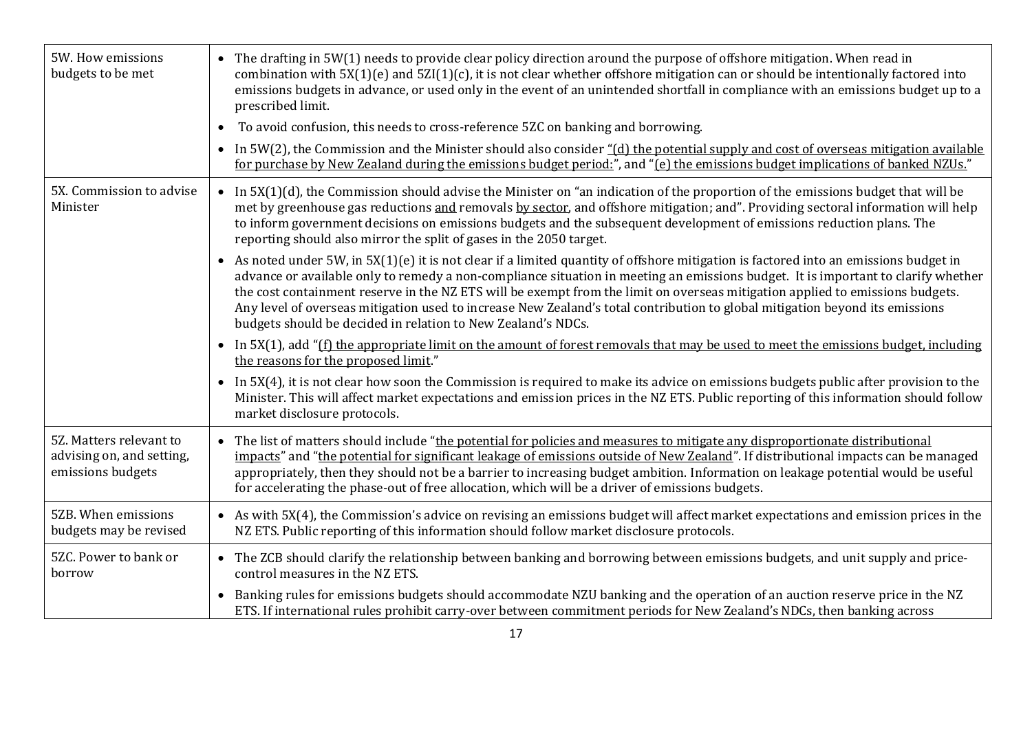| | |
|---|---|
| 5W. How emissions budgets to be met | • The drafting in 5W(1) needs to provide clear policy direction around the purpose of offshore mitigation. When read in combination with 5X(1)(e) and 5ZI(1)(c), it is not clear whether offshore mitigation can or should be intentionally factored into emissions budgets in advance, or used only in the event of an unintended shortfall in compliance with an emissions budget up to a prescribed limit.<br>• To avoid confusion, this needs to cross-reference 5ZC on banking and borrowing.<br>• In 5W(2), the Commission and the Minister should also consider "(d) the potential supply and cost of overseas mitigation available for purchase by New Zealand during the emissions budget period:", and "(e) the emissions budget implications of banked NZUs." |
| 5X. Commission to advise Minister | • In 5X(1)(d), the Commission should advise the Minister on "an indication of the proportion of the emissions budget that will be met by greenhouse gas reductions and removals by sector, and offshore mitigation; and". Providing sectoral information will help to inform government decisions on emissions budgets and the subsequent development of emissions reduction plans. The reporting should also mirror the split of gases in the 2050 target.<br>• As noted under 5W, in 5X(1)(e) it is not clear if a limited quantity of offshore mitigation is factored into an emissions budget in advance or available only to remedy a non-compliance situation in meeting an emissions budget. It is important to clarify whether the cost containment reserve in the NZ ETS will be exempt from the limit on overseas mitigation applied to emissions budgets. Any level of overseas mitigation used to increase New Zealand's total contribution to global mitigation beyond its emissions budgets should be decided in relation to New Zealand's NDCs.<br>• In 5X(1), add "(f) the appropriate limit on the amount of forest removals that may be used to meet the emissions budget, including the reasons for the proposed limit."<br>• In 5X(4), it is not clear how soon the Commission is required to make its advice on emissions budgets public after provision to the Minister. This will affect market expectations and emission prices in the NZ ETS. Public reporting of this information should follow market disclosure protocols. |
| 5Z. Matters relevant to advising on, and setting, emissions budgets | • The list of matters should include "the potential for policies and measures to mitigate any disproportionate distributional impacts" and "the potential for significant leakage of emissions outside of New Zealand". If distributional impacts can be managed appropriately, then they should not be a barrier to increasing budget ambition. Information on leakage potential would be useful for accelerating the phase-out of free allocation, which will be a driver of emissions budgets. |
| 5ZB. When emissions budgets may be revised | • As with 5X(4), the Commission's advice on revising an emissions budget will affect market expectations and emission prices in the NZ ETS. Public reporting of this information should follow market disclosure protocols. |
| 5ZC. Power to bank or borrow | • The ZCB should clarify the relationship between banking and borrowing between emissions budgets, and unit supply and price-control measures in the NZ ETS.<br>• Banking rules for emissions budgets should accommodate NZU banking and the operation of an auction reserve price in the NZ ETS. If international rules prohibit carry-over between commitment periods for New Zealand's NDCs, then banking across |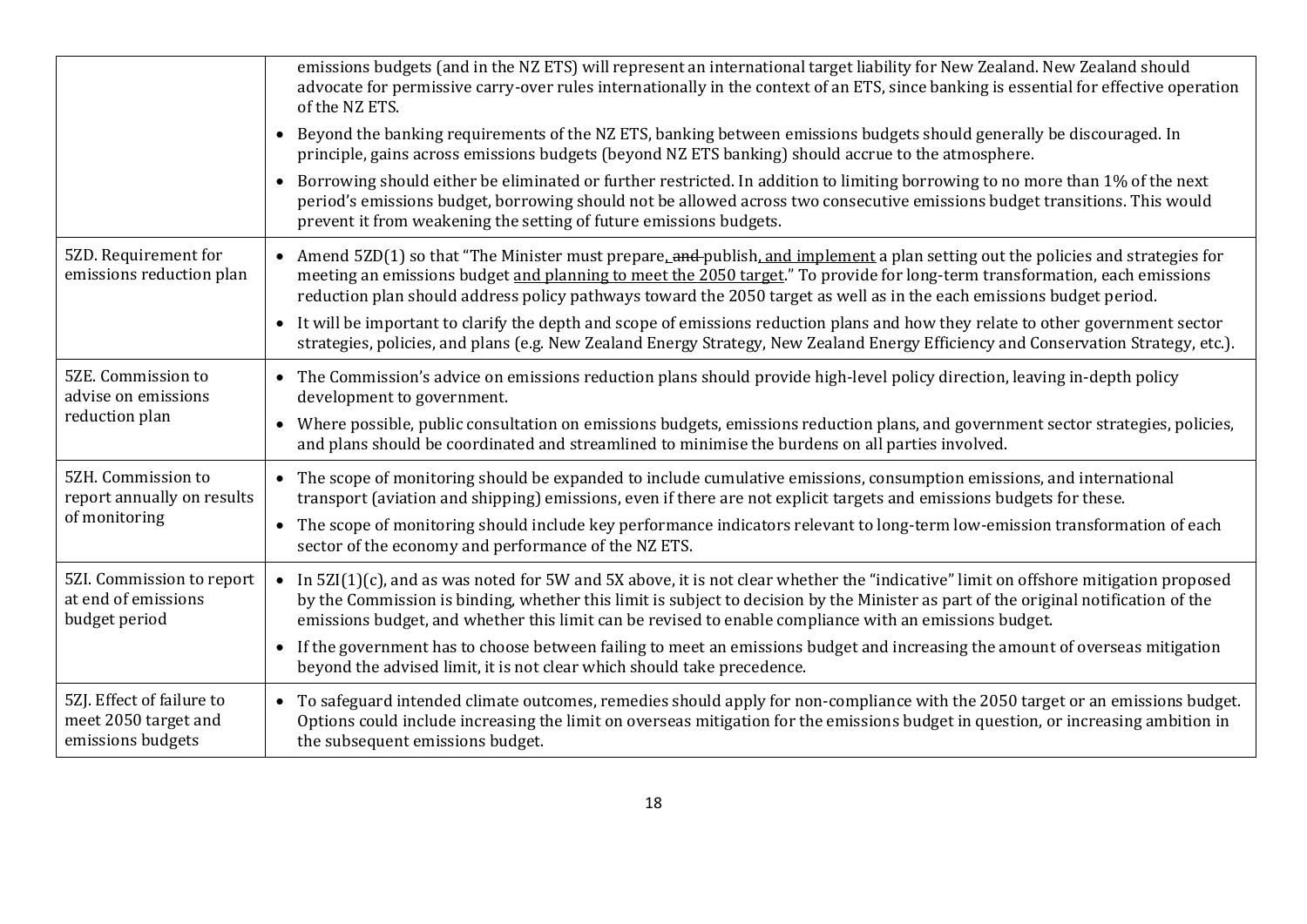| | |
|---|---|
| | emissions budgets (and in the NZ ETS) will represent an international target liability for New Zealand. New Zealand should advocate for permissive carry-over rules internationally in the context of an ETS, since banking is essential for effective operation of the NZ ETS.<br>• Beyond the banking requirements of the NZ ETS, banking between emissions budgets should generally be discouraged. In principle, gains across emissions budgets (beyond NZ ETS banking) should accrue to the atmosphere.<br>• Borrowing should either be eliminated or further restricted. In addition to limiting borrowing to no more than 1% of the next period's emissions budget, borrowing should not be allowed across two consecutive emissions budget transitions. This would prevent it from weakening the setting of future emissions budgets. |
| 5ZD. Requirement for emissions reduction plan | • Amend 5ZD(1) so that "The Minister must prepare, ~~and~~ publish, <u>and implement</u> a plan setting out the policies and strategies for meeting an emissions budget <u>and planning to meet the 2050 target</u>." To provide for long-term transformation, each emissions reduction plan should address policy pathways toward the 2050 target as well as in the each emissions budget period.<br>• It will be important to clarify the depth and scope of emissions reduction plans and how they relate to other government sector strategies, policies, and plans (e.g. New Zealand Energy Strategy, New Zealand Energy Efficiency and Conservation Strategy, etc.). |
| 5ZE. Commission to advise on emissions reduction plan | • The Commission's advice on emissions reduction plans should provide high-level policy direction, leaving in-depth policy development to government.<br>• Where possible, public consultation on emissions budgets, emissions reduction plans, and government sector strategies, policies, and plans should be coordinated and streamlined to minimise the burdens on all parties involved. |
| 5ZH. Commission to report annually on results of monitoring | • The scope of monitoring should be expanded to include cumulative emissions, consumption emissions, and international transport (aviation and shipping) emissions, even if there are not explicit targets and emissions budgets for these.<br>• The scope of monitoring should include key performance indicators relevant to long-term low-emission transformation of each sector of the economy and performance of the NZ ETS. |
| 5ZI. Commission to report at end of emissions budget period | • In 5ZI(1)(c), and as was noted for 5W and 5X above, it is not clear whether the "indicative" limit on offshore mitigation proposed by the Commission is binding, whether this limit is subject to decision by the Minister as part of the original notification of the emissions budget, and whether this limit can be revised to enable compliance with an emissions budget.<br>• If the government has to choose between failing to meet an emissions budget and increasing the amount of overseas mitigation beyond the advised limit, it is not clear which should take precedence. |
| 5ZJ. Effect of failure to meet 2050 target and emissions budgets | • To safeguard intended climate outcomes, remedies should apply for non-compliance with the 2050 target or an emissions budget. Options could include increasing the limit on overseas mitigation for the emissions budget in question, or increasing ambition in the subsequent emissions budget. |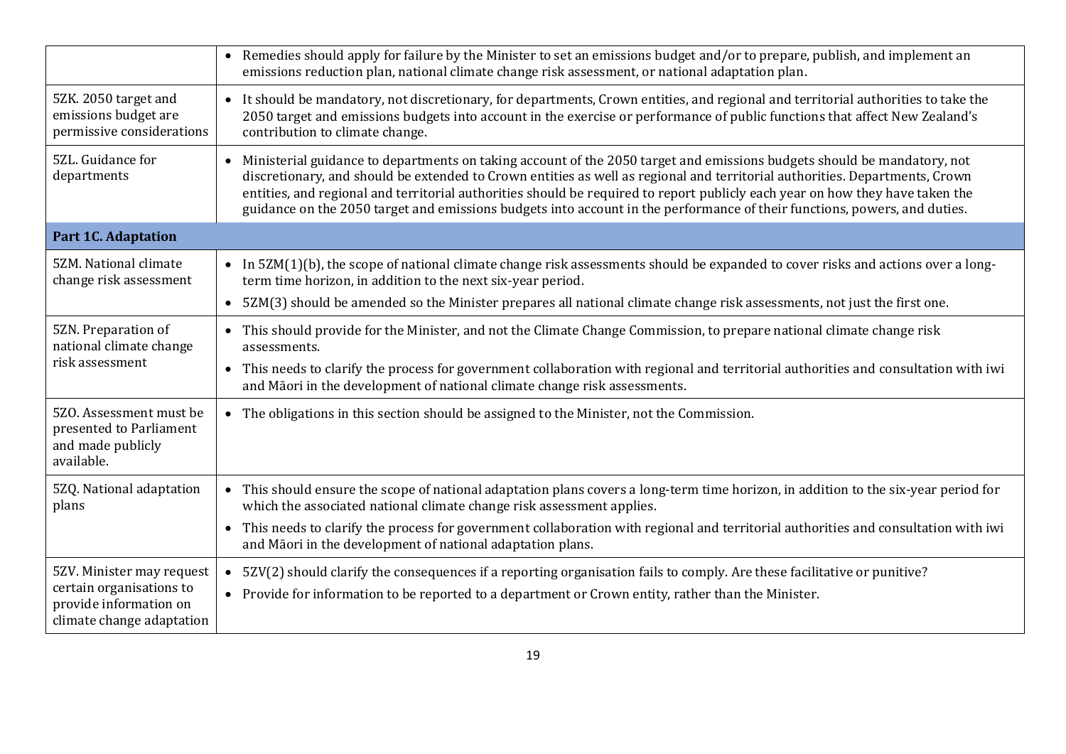| | |
|---|---|
| | • Remedies should apply for failure by the Minister to set an emissions budget and/or to prepare, publish, and implement an emissions reduction plan, national climate change risk assessment, or national adaptation plan. |
| 5ZK. 2050 target and emissions budget are permissive considerations | • It should be mandatory, not discretionary, for departments, Crown entities, and regional and territorial authorities to take the 2050 target and emissions budgets into account in the exercise or performance of public functions that affect New Zealand's contribution to climate change. |
| 5ZL. Guidance for departments | • Ministerial guidance to departments on taking account of the 2050 target and emissions budgets should be mandatory, not discretionary, and should be extended to Crown entities as well as regional and territorial authorities. Departments, Crown entities, and regional and territorial authorities should be required to report publicly each year on how they have taken the guidance on the 2050 target and emissions budgets into account in the performance of their functions, powers, and duties. |
| **Part 1C. Adaptation** | |
| 5ZM. National climate change risk assessment | • In 5ZM(1)(b), the scope of national climate change risk assessments should be expanded to cover risks and actions over a long-term time horizon, in addition to the next six-year period.<br>• 5ZM(3) should be amended so the Minister prepares all national climate change risk assessments, not just the first one. |
| 5ZN. Preparation of national climate change risk assessment | • This should provide for the Minister, and not the Climate Change Commission, to prepare national climate change risk assessments.<br>• This needs to clarify the process for government collaboration with regional and territorial authorities and consultation with iwi and Māori in the development of national climate change risk assessments. |
| 5ZO. Assessment must be presented to Parliament and made publicly available. | • The obligations in this section should be assigned to the Minister, not the Commission. |
| 5ZQ. National adaptation plans | • This should ensure the scope of national adaptation plans covers a long-term time horizon, in addition to the six-year period for which the associated national climate change risk assessment applies.<br>• This needs to clarify the process for government collaboration with regional and territorial authorities and consultation with iwi and Māori in the development of national adaptation plans. |
| 5ZV. Minister may request certain organisations to provide information on climate change adaptation | • 5ZV(2) should clarify the consequences if a reporting organisation fails to comply. Are these facilitative or punitive?<br>• Provide for information to be reported to a department or Crown entity, rather than the Minister. |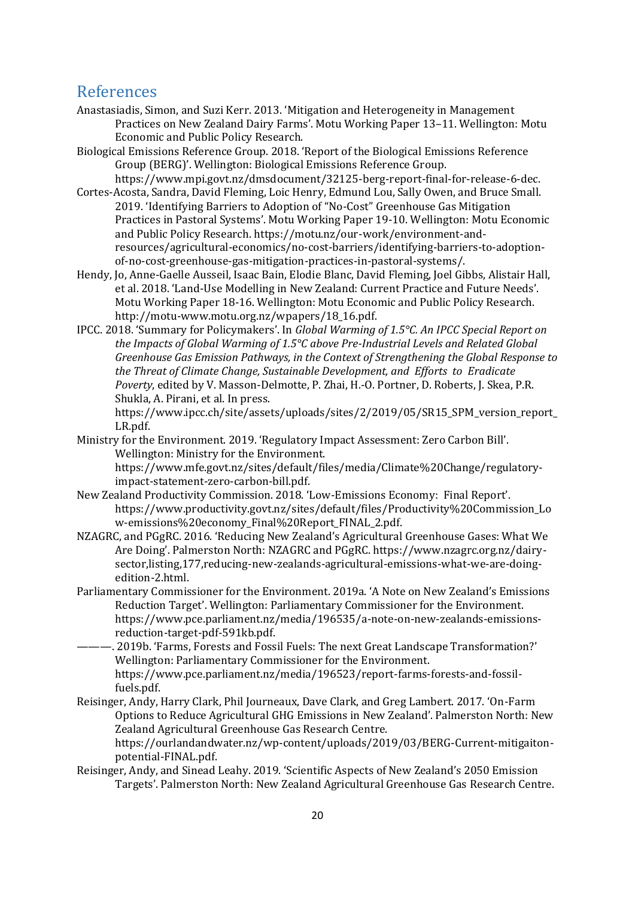## References

Anastasiadis, Simon, and Suzi Kerr. 2013. 'Mitigation and Heterogeneity in Management Practices on New Zealand Dairy Farms'. Motu Working Paper 13–11. Wellington: Motu Economic and Public Policy Research.

Biological Emissions Reference Group. 2018. 'Report of the Biological Emissions Reference Group (BERG)'. Wellington: Biological Emissions Reference Group. https://www.mpi.govt.nz/dmsdocument/32125-berg-report-final-for-release-6-dec.

Cortes-Acosta, Sandra, David Fleming, Loic Henry, Edmund Lou, Sally Owen, and Bruce Small. 2019. 'Identifying Barriers to Adoption of "No-Cost" Greenhouse Gas Mitigation Practices in Pastoral Systems'. Motu Working Paper 19-10. Wellington: Motu Economic and Public Policy Research. https://motu.nz/our-work/environment-and-resources/agricultural-economics/no-cost-barriers/identifying-barriers-to-adoption-of-no-cost-greenhouse-gas-mitigation-practices-in-pastoral-systems/.

Hendy, Jo, Anne-Gaelle Ausseil, Isaac Bain, Elodie Blanc, David Fleming, Joel Gibbs, Alistair Hall, et al. 2018. 'Land-Use Modelling in New Zealand: Current Practice and Future Needs'. Motu Working Paper 18-16. Wellington: Motu Economic and Public Policy Research. http://motu-www.motu.org.nz/wpapers/18_16.pdf.

IPCC. 2018. 'Summary for Policymakers'. In *Global Warming of 1.5°C. An IPCC Special Report on the Impacts of Global Warming of 1.5°C above Pre-Industrial Levels and Related Global Greenhouse Gas Emission Pathways, in the Context of Strengthening the Global Response to the Threat of Climate Change, Sustainable Development, and Efforts to Eradicate Poverty*, edited by V. Masson-Delmotte, P. Zhai, H.-O. Portner, D. Roberts, J. Skea, P.R. Shukla, A. Pirani, et al. In press. https://www.ipcc.ch/site/assets/uploads/sites/2/2019/05/SR15_SPM_version_report_LR.pdf.

Ministry for the Environment. 2019. 'Regulatory Impact Assessment: Zero Carbon Bill'. Wellington: Ministry for the Environment. https://www.mfe.govt.nz/sites/default/files/media/Climate%20Change/regulatory-impact-statement-zero-carbon-bill.pdf.

New Zealand Productivity Commission. 2018. 'Low-Emissions Economy: Final Report'. https://www.productivity.govt.nz/sites/default/files/Productivity%20Commission_Low-emissions%20economy_Final%20Report_FINAL_2.pdf.

NZAGRC, and PGgRC. 2016. 'Reducing New Zealand's Agricultural Greenhouse Gases: What We Are Doing'. Palmerston North: NZAGRC and PGgRC. https://www.nzagrc.org.nz/dairy-sector,listing,177,reducing-new-zealands-agricultural-emissions-what-we-are-doing-edition-2.html.

Parliamentary Commissioner for the Environment. 2019a. 'A Note on New Zealand's Emissions Reduction Target'. Wellington: Parliamentary Commissioner for the Environment. https://www.pce.parliament.nz/media/196535/a-note-on-new-zealands-emissions-reduction-target-pdf-591kb.pdf.

———. 2019b. 'Farms, Forests and Fossil Fuels: The next Great Landscape Transformation?' Wellington: Parliamentary Commissioner for the Environment. https://www.pce.parliament.nz/media/196523/report-farms-forests-and-fossil-fuels.pdf.

Reisinger, Andy, Harry Clark, Phil Journeaux, Dave Clark, and Greg Lambert. 2017. 'On-Farm Options to Reduce Agricultural GHG Emissions in New Zealand'. Palmerston North: New Zealand Agricultural Greenhouse Gas Research Centre. https://ourlandandwater.nz/wp-content/uploads/2019/03/BERG-Current-mitigaiton-potential-FINAL.pdf.

Reisinger, Andy, and Sinead Leahy. 2019. 'Scientific Aspects of New Zealand's 2050 Emission Targets'. Palmerston North: New Zealand Agricultural Greenhouse Gas Research Centre.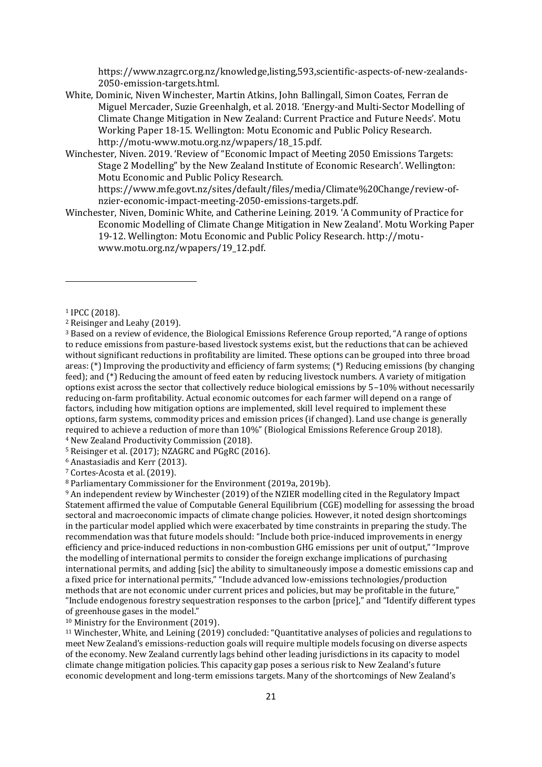https://www.nzagrc.org.nz/knowledge,listing,593,scientific-aspects-of-new-zealands-2050-emission-targets.html.

White, Dominic, Niven Winchester, Martin Atkins, John Ballingall, Simon Coates, Ferran de Miguel Mercader, Suzie Greenhalgh, et al. 2018. 'Energy-and Multi-Sector Modelling of Climate Change Mitigation in New Zealand: Current Practice and Future Needs'. Motu Working Paper 18-15. Wellington: Motu Economic and Public Policy Research. http://motu-www.motu.org.nz/wpapers/18_15.pdf.

Winchester, Niven. 2019. 'Review of "Economic Impact of Meeting 2050 Emissions Targets: Stage 2 Modelling" by the New Zealand Institute of Economic Research'. Wellington: Motu Economic and Public Policy Research. https://www.mfe.govt.nz/sites/default/files/media/Climate%20Change/review-of-nzier-economic-impact-meeting-2050-emissions-targets.pdf.

Winchester, Niven, Dominic White, and Catherine Leining. 2019. 'A Community of Practice for Economic Modelling of Climate Change Mitigation in New Zealand'. Motu Working Paper 19-12. Wellington: Motu Economic and Public Policy Research. http://motu-www.motu.org.nz/wpapers/19_12.pdf.

---

[1] IPCC (2018).

[2] Reisinger and Leahy (2019).

[3] Based on a review of evidence, the Biological Emissions Reference Group reported, "A range of options to reduce emissions from pasture-based livestock systems exist, but the reductions that can be achieved without significant reductions in profitability are limited. These options can be grouped into three broad areas: (*) Improving the productivity and efficiency of farm systems; (*) Reducing emissions (by changing feed); and (*) Reducing the amount of feed eaten by reducing livestock numbers. A variety of mitigation options exist across the sector that collectively reduce biological emissions by 5–10% without necessarily reducing on-farm profitability. Actual economic outcomes for each farmer will depend on a range of factors, including how mitigation options are implemented, skill level required to implement these options, farm systems, commodity prices and emission prices (if changed). Land use change is generally required to achieve a reduction of more than 10%" (Biological Emissions Reference Group 2018).

[4] New Zealand Productivity Commission (2018).

[5] Reisinger et al. (2017); NZAGRC and PGgRC (2016).

[6] Anastasiadis and Kerr (2013).

[7] Cortes-Acosta et al. (2019).

[8] Parliamentary Commissioner for the Environment (2019a, 2019b).

[9] An independent review by Winchester (2019) of the NZIER modelling cited in the Regulatory Impact Statement affirmed the value of Computable General Equilibrium (CGE) modelling for assessing the broad sectoral and macroeconomic impacts of climate change policies. However, it noted design shortcomings in the particular model applied which were exacerbated by time constraints in preparing the study. The recommendation was that future models should: "Include both price-induced improvements in energy efficiency and price-induced reductions in non-combustion GHG emissions per unit of output," "Improve the modelling of international permits to consider the foreign exchange implications of purchasing international permits, and adding [sic] the ability to simultaneously impose a domestic emissions cap and a fixed price for international permits," "Include advanced low-emissions technologies/production methods that are not economic under current prices and policies, but may be profitable in the future," "Include endogenous forestry sequestration responses to the carbon [price]," and "Identify different types of greenhouse gases in the model."

[10] Ministry for the Environment (2019).

[11] Winchester, White, and Leining (2019) concluded: "Quantitative analyses of policies and regulations to meet New Zealand's emissions-reduction goals will require multiple models focusing on diverse aspects of the economy. New Zealand currently lags behind other leading jurisdictions in its capacity to model climate change mitigation policies. This capacity gap poses a serious risk to New Zealand's future economic development and long-term emissions targets. Many of the shortcomings of New Zealand's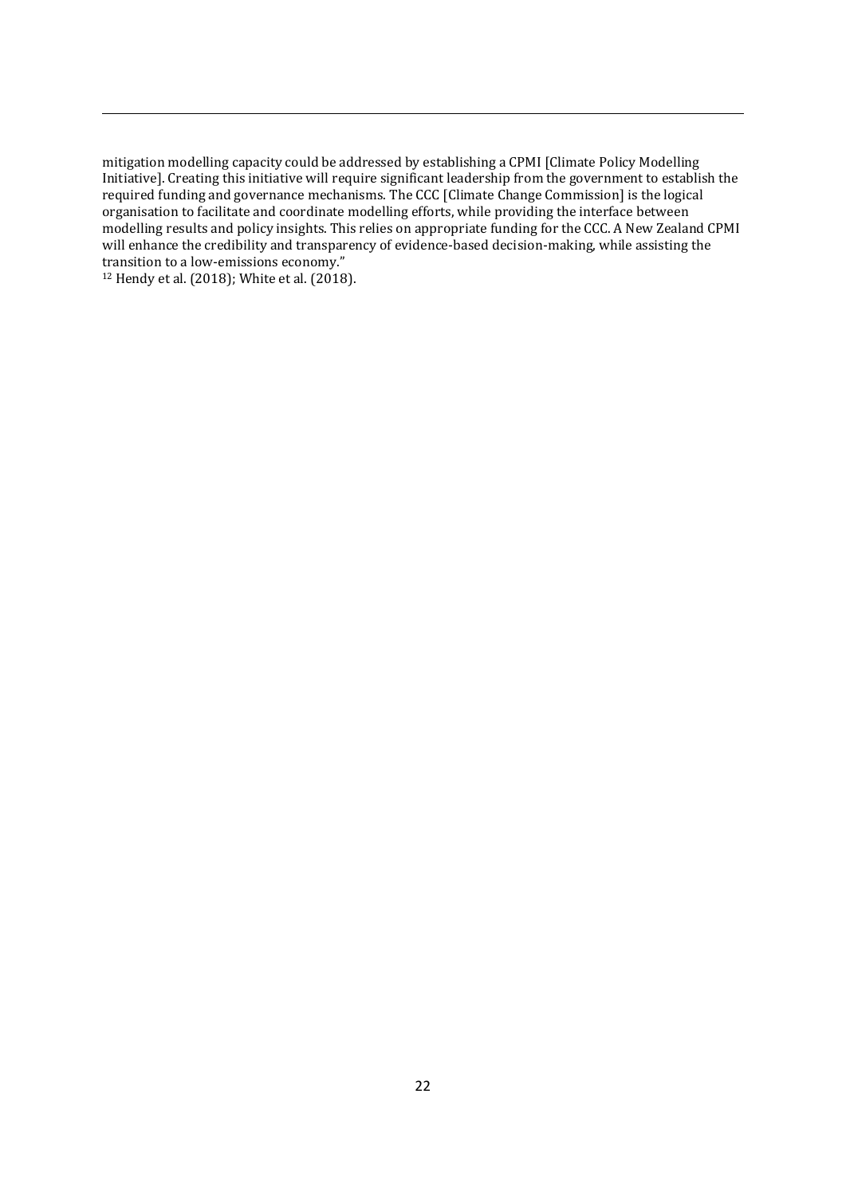mitigation modelling capacity could be addressed by establishing a CPMI [Climate Policy Modelling Initiative]. Creating this initiative will require significant leadership from the government to establish the required funding and governance mechanisms. The CCC [Climate Change Commission] is the logical organisation to facilitate and coordinate modelling efforts, while providing the interface between modelling results and policy insights. This relies on appropriate funding for the CCC. A New Zealand CPMI will enhance the credibility and transparency of evidence-based decision-making, while assisting the transition to a low-emissions economy."

[12] Hendy et al. (2018); White et al. (2018).